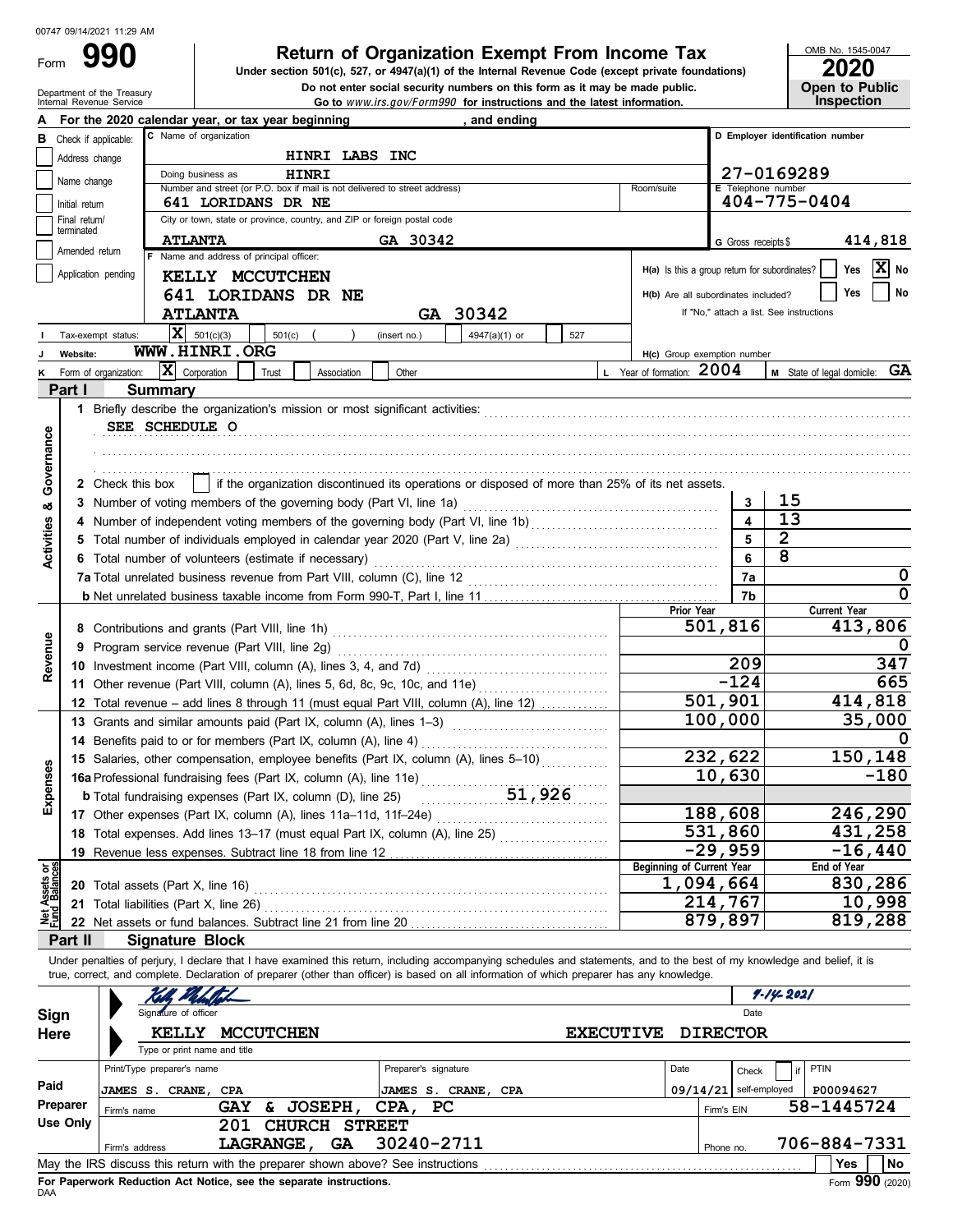00747 09/14/2021 11:29 AM

Form **990**

# Return of Organization Exempt From Income Tax

**Under section 501(c), 527, or 4947(a)(1) of the Internal Revenue Code (except private foundations)**

**Do not enter social security numbers on this form as it may be made public.**

**Go to *www.irs.gov/Form990* for instructions and the latest information.**

OMB No. 1545-0047

**2020**

**Open to Public Inspection**

Department of the Treasury
Internal Revenue Service

**A** For the 2020 calendar year, or tax year beginning , and ending

**B** Check if applicable:
- Address change
- Name change
- Initial return
- Final return/terminated
- Amended return
- Application pending

**C** Name of organization: HINRI LABS INC

Doing business as: HINRI

Number and street (or P.O. box if mail is not delivered to street address): 641 LORIDANS DR NE | Room/suite

City or town, state or province, country, and ZIP or foreign postal code: ATLANTA GA 30342

**D** Employer identification number: 27-0169289

**E** Telephone number: 404-775-0404

**G** Gross receipts $ 414,818

**F** Name and address of principal officer: KELLY MCCUTCHEN, 641 LORIDANS DR NE, ATLANTA GA 30342

**H(a)** Is this a group return for subordinates? Yes [ ] No [X]

**H(b)** Are all subordinates included? Yes [ ] No [ ]
If "No," attach a list. See instructions

**I** Tax-exempt status: [X] 501(c)(3) [ ] 501(c) ( ) (insert no.) [ ] 4947(a)(1) or [ ] 527

**J** Website: WWW.HINRI.ORG

**H(c)** Group exemption number

**K** Form of organization: [X] Corporation [ ] Trust [ ] Association [ ] Other

**L** Year of formation: 2004

**M** State of legal domicile: GA

## Part I Summary

**Activities & Governance**

1 Briefly describe the organization's mission or most significant activities:
SEE SCHEDULE O

2 Check this box [ ] if the organization discontinued its operations or disposed of more than 25% of its net assets.

| | | Line | Value |
|---|---|---|---|
| 3 | Number of voting members of the governing body (Part VI, line 1a) | 3 | 15 |
| 4 | Number of independent voting members of the governing body (Part VI, line 1b) | 4 | 13 |
| 5 | Total number of individuals employed in calendar year 2020 (Part V, line 2a) | 5 | 2 |
| 6 | Total number of volunteers (estimate if necessary) | 6 | 8 |
| 7a | Total unrelated business revenue from Part VIII, column (C), line 12 | 7a | 0 |
| b | Net unrelated business taxable income from Form 990-T, Part I, line 11 | 7b | 0 |

| | | Prior Year | Current Year |
|---|---|---|---|
| **Revenue** | | | |
| 8 | Contributions and grants (Part VIII, line 1h) | 501,816 | 413,806 |
| 9 | Program service revenue (Part VIII, line 2g) | | 0 |
| 10 | Investment income (Part VIII, column (A), lines 3, 4, and 7d) | 209 | 347 |
| 11 | Other revenue (Part VIII, column (A), lines 5, 6d, 8c, 9c, 10c, and 11e) | -124 | 665 |
| 12 | Total revenue – add lines 8 through 11 (must equal Part VIII, column (A), line 12) | 501,901 | 414,818 |
| **Expenses** | | | |
| 13 | Grants and similar amounts paid (Part IX, column (A), lines 1–3) | 100,000 | 35,000 |
| 14 | Benefits paid to or for members (Part IX, column (A), line 4) | | 0 |
| 15 | Salaries, other compensation, employee benefits (Part IX, column (A), lines 5–10) | 232,622 | 150,148 |
| 16a | Professional fundraising fees (Part IX, column (A), line 11e) | 10,630 | -180 |
| b | Total fundraising expenses (Part IX, column (D), line 25) 51,926 | | |
| 17 | Other expenses (Part IX, column (A), lines 11a–11d, 11f–24e) | 188,608 | 246,290 |
| 18 | Total expenses. Add lines 13–17 (must equal Part IX, column (A), line 25) | 531,860 | 431,258 |
| 19 | Revenue less expenses. Subtract line 18 from line 12 | -29,959 | -16,440 |
| **Net Assets or Fund Balances** | | **Beginning of Current Year** | **End of Year** |
| 20 | Total assets (Part X, line 16) | 1,094,664 | 830,286 |
| 21 | Total liabilities (Part X, line 26) | 214,767 | 10,998 |
| 22 | Net assets or fund balances. Subtract line 21 from line 20 | 879,897 | 819,288 |

## Part II Signature Block

Under penalties of perjury, I declare that I have examined this return, including accompanying schedules and statements, and to the best of my knowledge and belief, it is true, correct, and complete. Declaration of preparer (other than officer) is based on all information of which preparer has any knowledge.

**Sign Here**

Signature of officer: [signature] Date: 9-14-2021

KELLY MCCUTCHEN EXECUTIVE DIRECTOR
Type or print name and title

**Paid Preparer Use Only**

| Print/Type preparer's name | Preparer's signature | Date | Check [ ] if self-employed | PTIN |
|---|---|---|---|---|
| JAMES S. CRANE, CPA | JAMES S. CRANE, CPA | 09/14/21 | | P00094627 |

Firm's name: GAY & JOSEPH, CPA, PC — Firm's EIN: 58-1445724

Firm's address: 201 CHURCH STREET, LAGRANGE, GA 30240-2711 — Phone no. 706-884-7331

May the IRS discuss this return with the preparer shown above? See instructions — Yes [ ] No [ ]

**For Paperwork Reduction Act Notice, see the separate instructions.**

DAA

Form **990** (2020)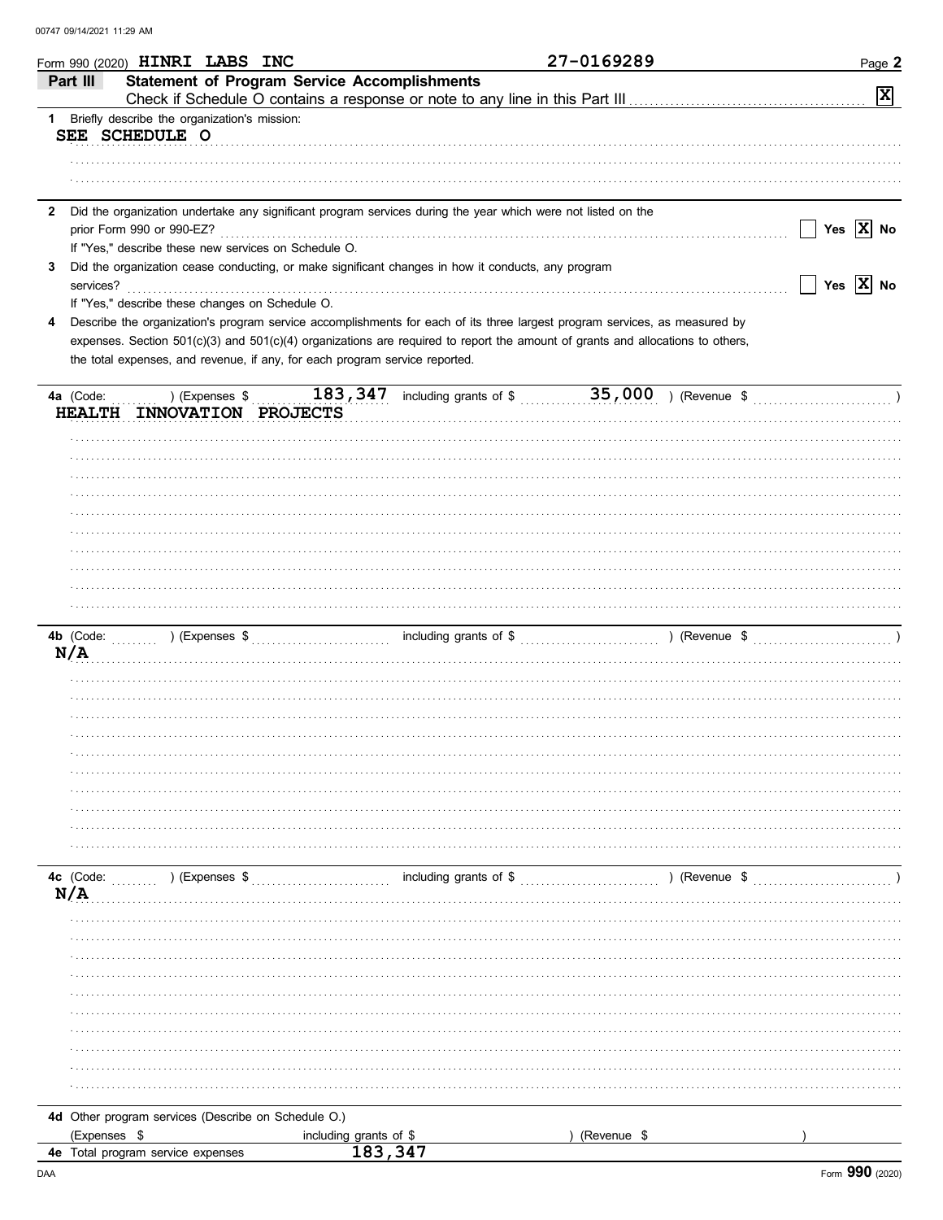00747 09/14/2021 11:29 AM

Form 990 (2020) HINRI LABS INC 27-0169289

## Part III Statement of Program Service Accomplishments

Check if Schedule O contains a response or note to any line in this Part III [X]

**1** Briefly describe the organization's mission:

SEE SCHEDULE O

**2** Did the organization undertake any significant program services during the year which were not listed on the prior Form 990 or 990-EZ? [ ] Yes [X] No

If "Yes," describe these new services on Schedule O.

**3** Did the organization cease conducting, or make significant changes in how it conducts, any program services? [ ] Yes [X] No

If "Yes," describe these changes on Schedule O.

**4** Describe the organization's program service accomplishments for each of its three largest program services, as measured by expenses. Section 501(c)(3) and 501(c)(4) organizations are required to report the amount of grants and allocations to others, the total expenses, and revenue, if any, for each program service reported.

**4a** (Code: ) (Expenses $ 183,347 including grants of $ 35,000 ) (Revenue $ )

HEALTH INNOVATION PROJECTS

**4b** (Code: ) (Expenses $ including grants of $ ) (Revenue $ )

N/A

**4c** (Code: ) (Expenses $ including grants of $ ) (Revenue $ )

N/A

**4d** Other program services (Describe on Schedule O.)

(Expenses $ including grants of $ ) (Revenue $ )

**4e** Total program service expenses 183,347

Form **990** (2020)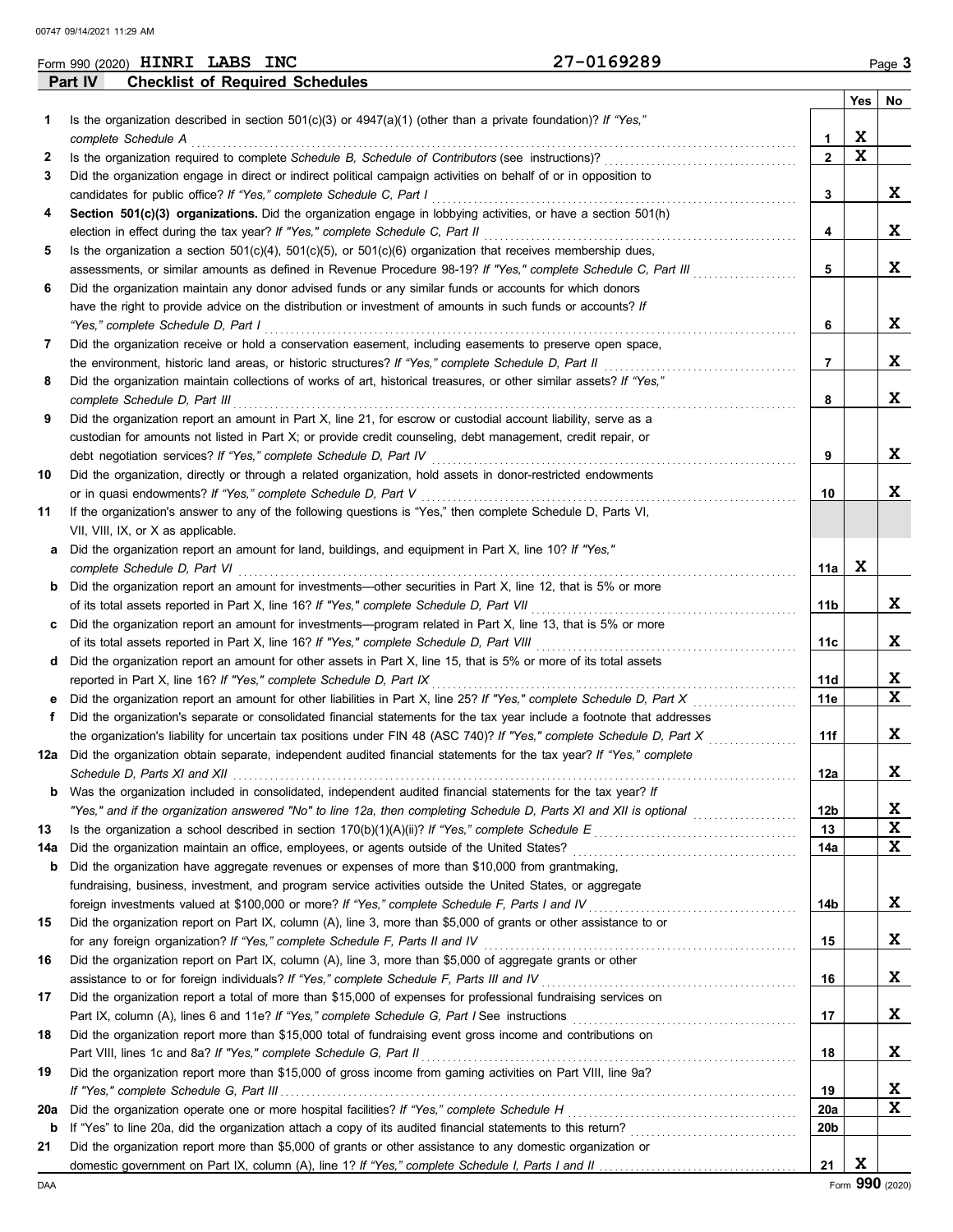Form 990 (2020) **HINRI LABS INC** **27-0169289** Page 3

## Part IV Checklist of Required Schedules

| | | | Yes | No |
|---|---|---|---|---|
| 1 | Is the organization described in section 501(c)(3) or 4947(a)(1) (other than a private foundation)? *If "Yes," complete Schedule A* | 1 | X | |
| 2 | Is the organization required to complete *Schedule B, Schedule of Contributors* (see instructions)? | 2 | X | |
| 3 | Did the organization engage in direct or indirect political campaign activities on behalf of or in opposition to candidates for public office? *If "Yes," complete Schedule C, Part I* | 3 | | X |
| 4 | **Section 501(c)(3) organizations.** Did the organization engage in lobbying activities, or have a section 501(h) election in effect during the tax year? *If "Yes," complete Schedule C, Part II* | 4 | | X |
| 5 | Is the organization a section 501(c)(4), 501(c)(5), or 501(c)(6) organization that receives membership dues, assessments, or similar amounts as defined in Revenue Procedure 98-19? *If "Yes," complete Schedule C, Part III* | 5 | | X |
| 6 | Did the organization maintain any donor advised funds or any similar funds or accounts for which donors have the right to provide advice on the distribution or investment of amounts in such funds or accounts? *If "Yes," complete Schedule D, Part I* | 6 | | X |
| 7 | Did the organization receive or hold a conservation easement, including easements to preserve open space, the environment, historic land areas, or historic structures? *If "Yes," complete Schedule D, Part II* | 7 | | X |
| 8 | Did the organization maintain collections of works of art, historical treasures, or other similar assets? *If "Yes," complete Schedule D, Part III* | 8 | | X |
| 9 | Did the organization report an amount in Part X, line 21, for escrow or custodial account liability, serve as a custodian for amounts not listed in Part X; or provide credit counseling, debt management, credit repair, or debt negotiation services? *If "Yes," complete Schedule D, Part IV* | 9 | | X |
| 10 | Did the organization, directly or through a related organization, hold assets in donor-restricted endowments or in quasi endowments? *If "Yes," complete Schedule D, Part V* | 10 | | X |
| 11 | If the organization's answer to any of the following questions is "Yes," then complete Schedule D, Parts VI, VII, VIII, IX, or X as applicable. | | | |
| a | Did the organization report an amount for land, buildings, and equipment in Part X, line 10? *If "Yes," complete Schedule D, Part VI* | 11a | X | |
| b | Did the organization report an amount for investments—other securities in Part X, line 12, that is 5% or more of its total assets reported in Part X, line 16? *If "Yes," complete Schedule D, Part VII* | 11b | | X |
| c | Did the organization report an amount for investments—program related in Part X, line 13, that is 5% or more of its total assets reported in Part X, line 16? *If "Yes," complete Schedule D, Part VIII* | 11c | | X |
| d | Did the organization report an amount for other assets in Part X, line 15, that is 5% or more of its total assets reported in Part X, line 16? *If "Yes," complete Schedule D, Part IX* | 11d | | X |
| e | Did the organization report an amount for other liabilities in Part X, line 25? *If "Yes," complete Schedule D, Part X* | 11e | | X |
| f | Did the organization's separate or consolidated financial statements for the tax year include a footnote that addresses the organization's liability for uncertain tax positions under FIN 48 (ASC 740)? *If "Yes," complete Schedule D, Part X* | 11f | | X |
| 12a | Did the organization obtain separate, independent audited financial statements for the tax year? *If "Yes," complete Schedule D, Parts XI and XII* | 12a | | X |
| b | Was the organization included in consolidated, independent audited financial statements for the tax year? *If "Yes," and if the organization answered "No" to line 12a, then completing Schedule D, Parts XI and XII is optional* | 12b | | X |
| 13 | Is the organization a school described in section 170(b)(1)(A)(ii)? *If "Yes," complete Schedule E* | 13 | | X |
| 14a | Did the organization maintain an office, employees, or agents outside of the United States? | 14a | | X |
| b | Did the organization have aggregate revenues or expenses of more than $10,000 from grantmaking, fundraising, business, investment, and program service activities outside the United States, or aggregate foreign investments valued at $100,000 or more? *If "Yes," complete Schedule F, Parts I and IV* | 14b | | X |
| 15 | Did the organization report on Part IX, column (A), line 3, more than $5,000 of grants or other assistance to or for any foreign organization? *If "Yes," complete Schedule F, Parts II and IV* | 15 | | X |
| 16 | Did the organization report on Part IX, column (A), line 3, more than $5,000 of aggregate grants or other assistance to or for foreign individuals? *If "Yes," complete Schedule F, Parts III and IV* | 16 | | X |
| 17 | Did the organization report a total of more than $15,000 of expenses for professional fundraising services on Part IX, column (A), lines 6 and 11e? *If "Yes," complete Schedule G, Part I* See instructions | 17 | | X |
| 18 | Did the organization report more than $15,000 total of fundraising event gross income and contributions on Part VIII, lines 1c and 8a? *If "Yes," complete Schedule G, Part II* | 18 | | X |
| 19 | Did the organization report more than $15,000 of gross income from gaming activities on Part VIII, line 9a? *If "Yes," complete Schedule G, Part III* | 19 | | X |
| 20a | Did the organization operate one or more hospital facilities? *If "Yes," complete Schedule H* | 20a | | X |
| b | If "Yes" to line 20a, did the organization attach a copy of its audited financial statements to this return? | 20b | | |
| 21 | Did the organization report more than $5,000 of grants or other assistance to any domestic organization or domestic government on Part IX, column (A), line 1? *If "Yes," complete Schedule I, Parts I and II* | 21 | X | |

DAA Form **990** (2020)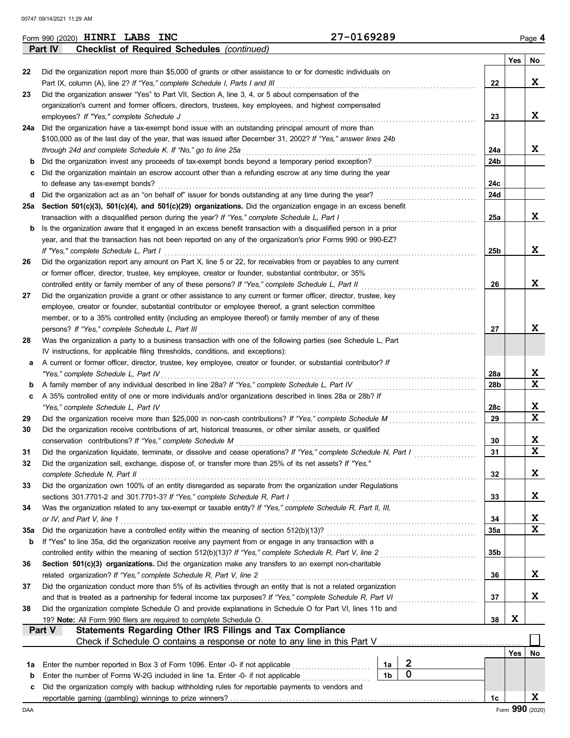Form 990 (2020) **HINRI LABS INC** 27-0169289 Page **4**

**Part IV Checklist of Required Schedules** *(continued)*

| | | | Yes | No |
|---|---|---|---|---|
| 22 | Did the organization report more than $5,000 of grants or other assistance to or for domestic individuals on Part IX, column (A), line 2? *If "Yes," complete Schedule I, Parts I and III* | 22 | | X |
| 23 | Did the organization answer "Yes" to Part VII, Section A, line 3, 4, or 5 about compensation of the organization's current and former officers, directors, trustees, key employees, and highest compensated employees? *If "Yes," complete Schedule J* | 23 | | X |
| 24a | Did the organization have a tax-exempt bond issue with an outstanding principal amount of more than $100,000 as of the last day of the year, that was issued after December 31, 2002? *If "Yes," answer lines 24b through 24d and complete Schedule K. If "No," go to line 25a* | 24a | | X |
| b | Did the organization invest any proceeds of tax-exempt bonds beyond a temporary period exception? | 24b | | |
| c | Did the organization maintain an escrow account other than a refunding escrow at any time during the year to defease any tax-exempt bonds? | 24c | | |
| d | Did the organization act as an "on behalf of" issuer for bonds outstanding at any time during the year? | 24d | | |
| 25a | **Section 501(c)(3), 501(c)(4), and 501(c)(29) organizations.** Did the organization engage in an excess benefit transaction with a disqualified person during the year? *If "Yes," complete Schedule L, Part I* | 25a | | X |
| b | Is the organization aware that it engaged in an excess benefit transaction with a disqualified person in a prior year, and that the transaction has not been reported on any of the organization's prior Forms 990 or 990-EZ? *If "Yes," complete Schedule L, Part I* | 25b | | X |
| 26 | Did the organization report any amount on Part X, line 5 or 22, for receivables from or payables to any current or former officer, director, trustee, key employee, creator or founder, substantial contributor, or 35% controlled entity or family member of any of these persons? *If "Yes," complete Schedule L, Part II* | 26 | | X |
| 27 | Did the organization provide a grant or other assistance to any current or former officer, director, trustee, key employee, creator or founder, substantial contributor or employee thereof, a grant selection committee member, or to a 35% controlled entity (including an employee thereof) or family member of any of these persons? *If "Yes," complete Schedule L, Part III* | 27 | | X |
| 28 | Was the organization a party to a business transaction with one of the following parties (see Schedule L, Part IV instructions, for applicable filing thresholds, conditions, and exceptions): | | | |
| a | A current or former officer, director, trustee, key employee, creator or founder, or substantial contributor? *If "Yes," complete Schedule L, Part IV* | 28a | | X |
| b | A family member of any individual described in line 28a? *If "Yes," complete Schedule L, Part IV* | 28b | | X |
| c | A 35% controlled entity of one or more individuals and/or organizations described in lines 28a or 28b? *If "Yes," complete Schedule L, Part IV* | 28c | | X |
| 29 | Did the organization receive more than $25,000 in non-cash contributions? *If "Yes," complete Schedule M* | 29 | | X |
| 30 | Did the organization receive contributions of art, historical treasures, or other similar assets, or qualified conservation contributions? *If "Yes," complete Schedule M* | 30 | | X |
| 31 | Did the organization liquidate, terminate, or dissolve and cease operations? *If "Yes," complete Schedule N, Part I* | 31 | | X |
| 32 | Did the organization sell, exchange, dispose of, or transfer more than 25% of its net assets? *If "Yes," complete Schedule N, Part II* | 32 | | X |
| 33 | Did the organization own 100% of an entity disregarded as separate from the organization under Regulations sections 301.7701-2 and 301.7701-3? *If "Yes," complete Schedule R, Part I* | 33 | | X |
| 34 | Was the organization related to any tax-exempt or taxable entity? *If "Yes," complete Schedule R, Part II, III, or IV, and Part V, line 1* | 34 | | X |
| 35a | Did the organization have a controlled entity within the meaning of section 512(b)(13)? | 35a | | X |
| b | If "Yes" to line 35a, did the organization receive any payment from or engage in any transaction with a controlled entity within the meaning of section 512(b)(13)? *If "Yes," complete Schedule R, Part V, line 2* | 35b | | |
| 36 | **Section 501(c)(3) organizations.** Did the organization make any transfers to an exempt non-charitable related organization? *If "Yes," complete Schedule R, Part V, line 2* | 36 | | X |
| 37 | Did the organization conduct more than 5% of its activities through an entity that is not a related organization and that is treated as a partnership for federal income tax purposes? *If "Yes," complete Schedule R, Part VI* | 37 | | X |
| 38 | Did the organization complete Schedule O and provide explanations in Schedule O for Part VI, lines 11b and 19? **Note:** All Form 990 filers are required to complete Schedule O. | 38 | X | |

**Part V Statements Regarding Other IRS Filings and Tax Compliance**

Check if Schedule O contains a response or note to any line in this Part V ☐

| | | | | | Yes | No |
|---|---|---|---|---|---|---|
| 1a | Enter the number reported in Box 3 of Form 1096. Enter -0- if not applicable | 1a | 2 | | | |
| b | Enter the number of Forms W-2G included in line 1a. Enter -0- if not applicable | 1b | 0 | | | |
| c | Did the organization comply with backup withholding rules for reportable payments to vendors and reportable gaming (gambling) winnings to prize winners? | | | 1c | | X |

Form **990** (2020)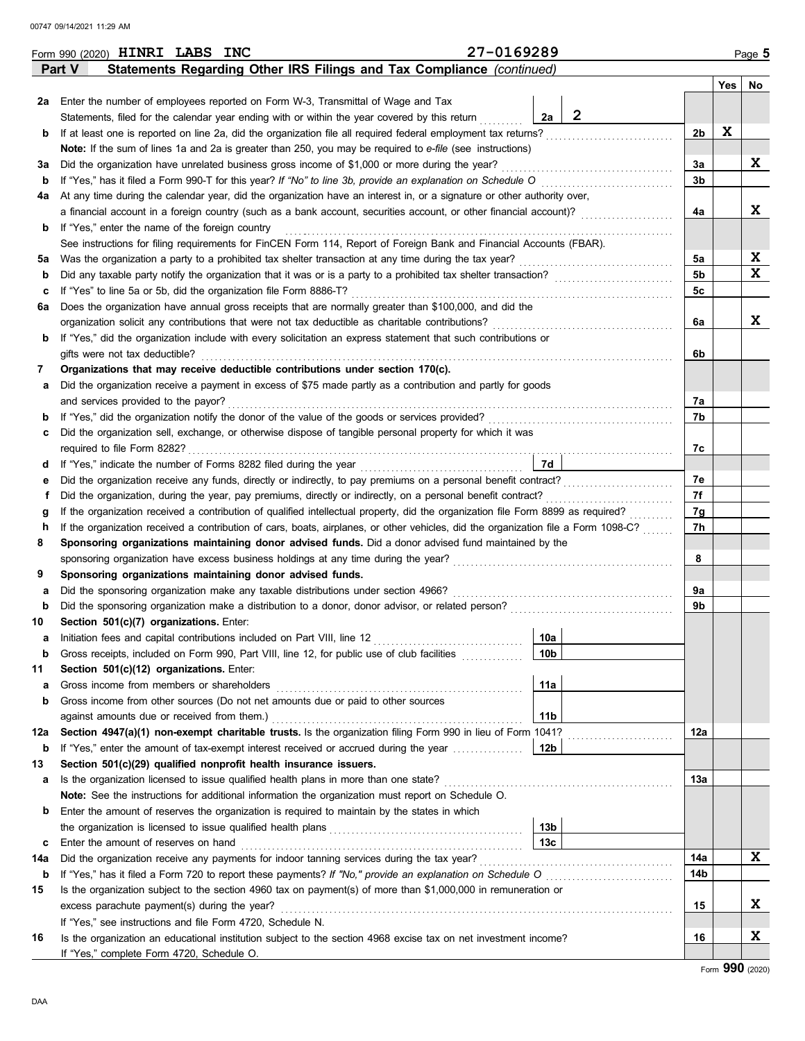Form 990 (2020) **HINRI LABS INC** **27-0169289**

## Part V Statements Regarding Other IRS Filings and Tax Compliance *(continued)*

| | | | | Yes | No |
|---|---|---|---|---|---|
| **2a** | Enter the number of employees reported on Form W-3, Transmittal of Wage and Tax Statements, filed for the calendar year ending with or within the year covered by this return | 2a: 2 | | | |
| **b** | If at least one is reported on line 2a, did the organization file all required federal employment tax returns? | | 2b | X | |
| | **Note:** If the sum of lines 1a and 2a is greater than 250, you may be required to *e-file* (see instructions) | | | | |
| **3a** | Did the organization have unrelated business gross income of $1,000 or more during the year? | | 3a | | X |
| **b** | If "Yes," has it filed a Form 990-T for this year? *If "No" to line 3b, provide an explanation on Schedule O* | | 3b | | |
| **4a** | At any time during the calendar year, did the organization have an interest in, or a signature or other authority over, a financial account in a foreign country (such as a bank account, securities account, or other financial account)? | | 4a | | X |
| **b** | If "Yes," enter the name of the foreign country | | | | |
| | See instructions for filing requirements for FinCEN Form 114, Report of Foreign Bank and Financial Accounts (FBAR). | | | | |
| **5a** | Was the organization a party to a prohibited tax shelter transaction at any time during the tax year? | | 5a | | X |
| **b** | Did any taxable party notify the organization that it was or is a party to a prohibited tax shelter transaction? | | 5b | | X |
| **c** | If "Yes" to line 5a or 5b, did the organization file Form 8886-T? | | 5c | | |
| **6a** | Does the organization have annual gross receipts that are normally greater than $100,000, and did the organization solicit any contributions that were not tax deductible as charitable contributions? | | 6a | | X |
| **b** | If "Yes," did the organization include with every solicitation an express statement that such contributions or gifts were not tax deductible? | | 6b | | |
| **7** | **Organizations that may receive deductible contributions under section 170(c).** | | | | |
| **a** | Did the organization receive a payment in excess of $75 made partly as a contribution and partly for goods and services provided to the payor? | | 7a | | |
| **b** | If "Yes," did the organization notify the donor of the value of the goods or services provided? | | 7b | | |
| **c** | Did the organization sell, exchange, or otherwise dispose of tangible personal property for which it was required to file Form 8282? | | 7c | | |
| **d** | If "Yes," indicate the number of Forms 8282 filed during the year | 7d | | | |
| **e** | Did the organization receive any funds, directly or indirectly, to pay premiums on a personal benefit contract? | | 7e | | |
| **f** | Did the organization, during the year, pay premiums, directly or indirectly, on a personal benefit contract? | | 7f | | |
| **g** | If the organization received a contribution of qualified intellectual property, did the organization file Form 8899 as required? | | 7g | | |
| **h** | If the organization received a contribution of cars, boats, airplanes, or other vehicles, did the organization file a Form 1098-C? | | 7h | | |
| **8** | **Sponsoring organizations maintaining donor advised funds.** Did a donor advised fund maintained by the sponsoring organization have excess business holdings at any time during the year? | | 8 | | |
| **9** | **Sponsoring organizations maintaining donor advised funds.** | | | | |
| **a** | Did the sponsoring organization make any taxable distributions under section 4966? | | 9a | | |
| **b** | Did the sponsoring organization make a distribution to a donor, donor advisor, or related person? | | 9b | | |
| **10** | **Section 501(c)(7) organizations.** Enter: | | | | |
| **a** | Initiation fees and capital contributions included on Part VIII, line 12 | 10a | | | |
| **b** | Gross receipts, included on Form 990, Part VIII, line 12, for public use of club facilities | 10b | | | |
| **11** | **Section 501(c)(12) organizations.** Enter: | | | | |
| **a** | Gross income from members or shareholders | 11a | | | |
| **b** | Gross income from other sources (Do not net amounts due or paid to other sources against amounts due or received from them.) | 11b | | | |
| **12a** | **Section 4947(a)(1) non-exempt charitable trusts.** Is the organization filing Form 990 in lieu of Form 1041? | | 12a | | |
| **b** | If "Yes," enter the amount of tax-exempt interest received or accrued during the year | 12b | | | |
| **13** | **Section 501(c)(29) qualified nonprofit health insurance issuers.** | | | | |
| **a** | Is the organization licensed to issue qualified health plans in more than one state? | | 13a | | |
| | **Note:** See the instructions for additional information the organization must report on Schedule O. | | | | |
| **b** | Enter the amount of reserves the organization is required to maintain by the states in which the organization is licensed to issue qualified health plans | 13b | | | |
| **c** | Enter the amount of reserves on hand | 13c | | | |
| **14a** | Did the organization receive any payments for indoor tanning services during the tax year? | | 14a | | X |
| **b** | If "Yes," has it filed a Form 720 to report these payments? *If "No," provide an explanation on Schedule O* | | 14b | | |
| **15** | Is the organization subject to the section 4960 tax on payment(s) of more than $1,000,000 in remuneration or excess parachute payment(s) during the year? | | 15 | | X |
| | If "Yes," see instructions and file Form 4720, Schedule N. | | | | |
| **16** | Is the organization an educational institution subject to the section 4968 excise tax on net investment income? | | 16 | | X |
| | If "Yes," complete Form 4720, Schedule O. | | | | |

Form **990** (2020)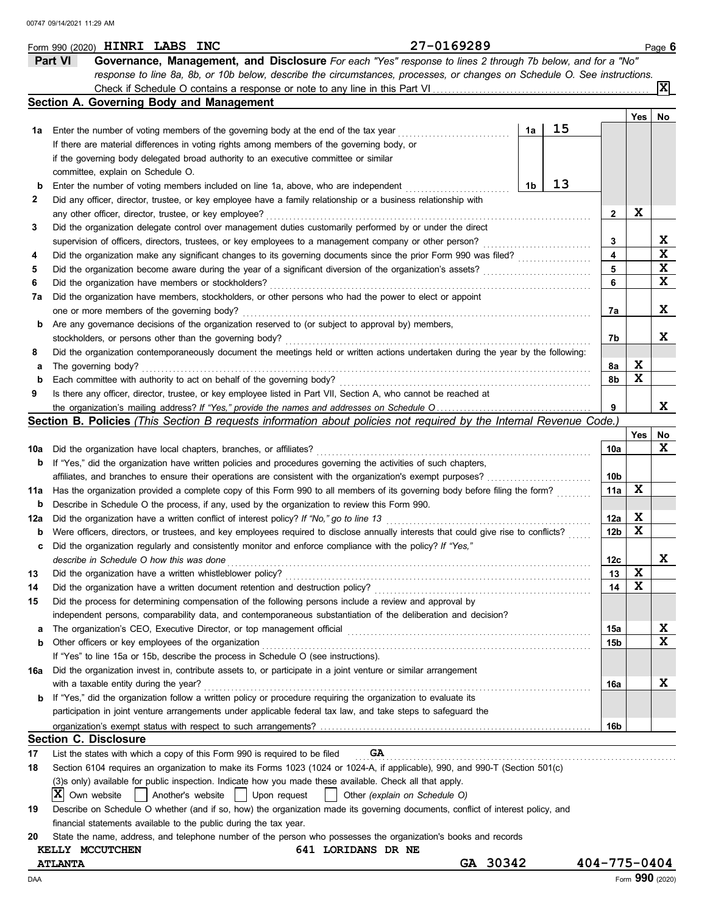Form 990 (2020) HINRI LABS INC 27-0169289 Page 6

## Part VI Governance, Management, and Disclosure

*For each "Yes" response to lines 2 through 7b below, and for a "No" response to line 8a, 8b, or 10b below, describe the circumstances, processes, or changes on Schedule O. See instructions.*

Check if Schedule O contains a response or note to any line in this Part VI ... [X]

### Section A. Governing Body and Management

| | | | | Yes | No |
|---|---|---|---|---|---|
| **1a** | Enter the number of voting members of the governing body at the end of the tax year | 1a | 15 | | |
| | If there are material differences in voting rights among members of the governing body, or if the governing body delegated broad authority to an executive committee or similar committee, explain on Schedule O. | | | | |
| **b** | Enter the number of voting members included on line 1a, above, who are independent | 1b | 13 | | |
| **2** | Did any officer, director, trustee, or key employee have a family relationship or a business relationship with any other officer, director, trustee, or key employee? | 2 | | X | |
| **3** | Did the organization delegate control over management duties customarily performed by or under the direct supervision of officers, directors, trustees, or key employees to a management company or other person? | 3 | | | X |
| **4** | Did the organization make any significant changes to its governing documents since the prior Form 990 was filed? | 4 | | | X |
| **5** | Did the organization become aware during the year of a significant diversion of the organization's assets? | 5 | | | X |
| **6** | Did the organization have members or stockholders? | 6 | | | X |
| **7a** | Did the organization have members, stockholders, or other persons who had the power to elect or appoint one or more members of the governing body? | 7a | | | X |
| **b** | Are any governance decisions of the organization reserved to (or subject to approval by) members, stockholders, or persons other than the governing body? | 7b | | | X |
| **8** | Did the organization contemporaneously document the meetings held or written actions undertaken during the year by the following: | | | | |
| **a** | The governing body? | 8a | | X | |
| **b** | Each committee with authority to act on behalf of the governing body? | 8b | | X | |
| **9** | Is there any officer, director, trustee, or key employee listed in Part VII, Section A, who cannot be reached at the organization's mailing address? *If "Yes," provide the names and addresses on Schedule O* | 9 | | | X |

### Section B. Policies *(This Section B requests information about policies not required by the Internal Revenue Code.)*

| | | | Yes | No |
|---|---|---|---|---|
| **10a** | Did the organization have local chapters, branches, or affiliates? | 10a | | X |
| **b** | If "Yes," did the organization have written policies and procedures governing the activities of such chapters, affiliates, and branches to ensure their operations are consistent with the organization's exempt purposes? | 10b | | |
| **11a** | Has the organization provided a complete copy of this Form 990 to all members of its governing body before filing the form? | 11a | X | |
| **b** | Describe in Schedule O the process, if any, used by the organization to review this Form 990. | | | |
| **12a** | Did the organization have a written conflict of interest policy? *If "No," go to line 13* | 12a | X | |
| **b** | Were officers, directors, or trustees, and key employees required to disclose annually interests that could give rise to conflicts? | 12b | X | |
| **c** | Did the organization regularly and consistently monitor and enforce compliance with the policy? *If "Yes," describe in Schedule O how this was done* | 12c | | X |
| **13** | Did the organization have a written whistleblower policy? | 13 | X | |
| **14** | Did the organization have a written document retention and destruction policy? | 14 | X | |
| **15** | Did the process for determining compensation of the following persons include a review and approval by independent persons, comparability data, and contemporaneous substantiation of the deliberation and decision? | | | |
| **a** | The organization's CEO, Executive Director, or top management official | 15a | | X |
| **b** | Other officers or key employees of the organization | 15b | | X |
| | If "Yes" to line 15a or 15b, describe the process in Schedule O (see instructions). | | | |
| **16a** | Did the organization invest in, contribute assets to, or participate in a joint venture or similar arrangement with a taxable entity during the year? | 16a | | X |
| **b** | If "Yes," did the organization follow a written policy or procedure requiring the organization to evaluate its participation in joint venture arrangements under applicable federal tax law, and take steps to safeguard the organization's exempt status with respect to such arrangements? | 16b | | |

### Section C. Disclosure

**17** List the states with which a copy of this Form 990 is required to be filed GA

**18** Section 6104 requires an organization to make its Forms 1023 (1024 or 1024-A, if applicable), 990, and 990-T (Section 501(c)(3)s only) available for public inspection. Indicate how you made these available. Check all that apply.

[X] Own website [ ] Another's website [ ] Upon request [ ] Other *(explain on Schedule O)*

**19** Describe on Schedule O whether (and if so, how) the organization made its governing documents, conflict of interest policy, and financial statements available to the public during the tax year.

**20** State the name, address, and telephone number of the person who possesses the organization's books and records

KELLY MCCUTCHEN 641 LORIDANS DR NE
ATLANTA GA 30342 404-775-0404

Form **990** (2020)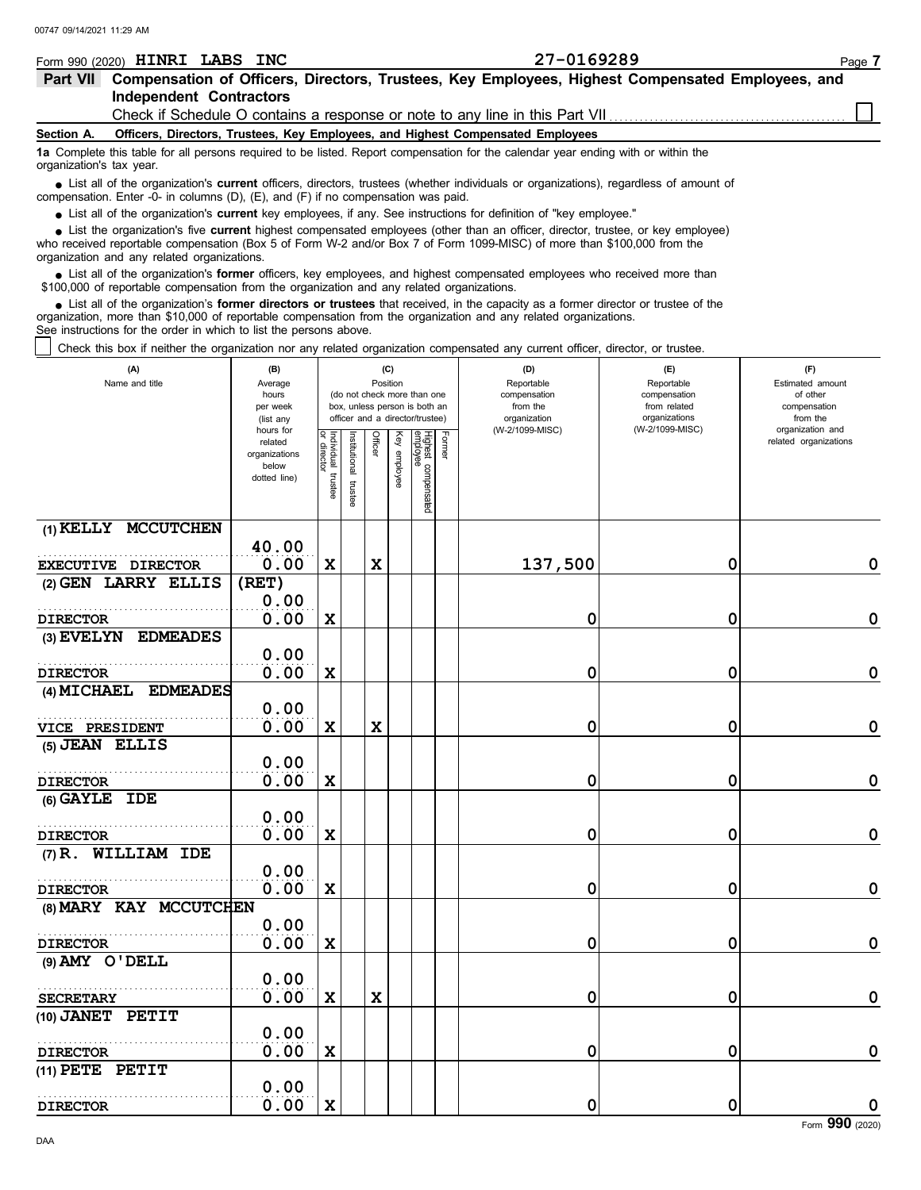Form 990 (2020) HINRI LABS INC 27-0169289

**Part VII Compensation of Officers, Directors, Trustees, Key Employees, Highest Compensated Employees, and Independent Contractors**

Check if Schedule O contains a response or note to any line in this Part VII ☐

**Section A. Officers, Directors, Trustees, Key Employees, and Highest Compensated Employees**

**1a** Complete this table for all persons required to be listed. Report compensation for the calendar year ending with or within the organization's tax year.

- List all of the organization's **current** officers, directors, trustees (whether individuals or organizations), regardless of amount of compensation. Enter -0- in columns (D), (E), and (F) if no compensation was paid.
- List all of the organization's **current** key employees, if any. See instructions for definition of "key employee."
- List the organization's five **current** highest compensated employees (other than an officer, director, trustee, or key employee) who received reportable compensation (Box 5 of Form W-2 and/or Box 7 of Form 1099-MISC) of more than $100,000 from the organization and any related organizations.
- List all of the organization's **former** officers, key employees, and highest compensated employees who received more than $100,000 of reportable compensation from the organization and any related organizations.
- List all of the organization's **former directors or trustees** that received, in the capacity as a former director or trustee of the organization, more than $10,000 of reportable compensation from the organization and any related organizations.

See instructions for the order in which to list the persons above.

☐ Check this box if neither the organization nor any related organization compensated any current officer, director, or trustee.

| (A) Name and title | (B) Average hours per week (list any hours for related organizations below dotted line) | (C) Position: Individual trustee or director | Institutional trustee | Officer | Key employee | Highest compensated employee | Former | (D) Reportable compensation from the organization (W-2/1099-MISC) | (E) Reportable compensation from related organizations (W-2/1099-MISC) | (F) Estimated amount of other compensation from the organization and related organizations |
|---|---|---|---|---|---|---|---|---|---|---|
| (1) KELLY MCCUTCHEN<br>EXECUTIVE DIRECTOR | 40.00<br>0.00 | X | | X | | | | 137,500 | 0 | 0 |
| (2) GEN LARRY ELLIS (RET)<br>DIRECTOR | 0.00<br>0.00 | X | | | | | | 0 | 0 | 0 |
| (3) EVELYN EDMEADES<br>DIRECTOR | 0.00<br>0.00 | X | | | | | | 0 | 0 | 0 |
| (4) MICHAEL EDMEADES<br>VICE PRESIDENT | 0.00<br>0.00 | X | | X | | | | 0 | 0 | 0 |
| (5) JEAN ELLIS<br>DIRECTOR | 0.00<br>0.00 | X | | | | | | 0 | 0 | 0 |
| (6) GAYLE IDE<br>DIRECTOR | 0.00<br>0.00 | X | | | | | | 0 | 0 | 0 |
| (7) R. WILLIAM IDE<br>DIRECTOR | 0.00<br>0.00 | X | | | | | | 0 | 0 | 0 |
| (8) MARY KAY MCCUTCHEN<br>DIRECTOR | 0.00<br>0.00 | X | | | | | | 0 | 0 | 0 |
| (9) AMY O'DELL<br>SECRETARY | 0.00<br>0.00 | X | | X | | | | 0 | 0 | 0 |
| (10) JANET PETIT<br>DIRECTOR | 0.00<br>0.00 | X | | | | | | 0 | 0 | 0 |
| (11) PETE PETIT<br>DIRECTOR | 0.00<br>0.00 | X | | | | | | 0 | 0 | 0 |

Form **990** (2020)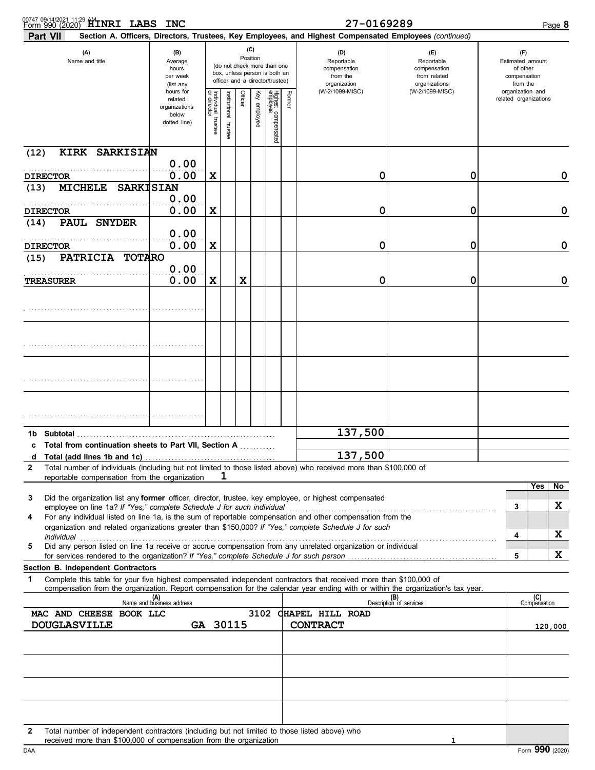Form 990 (2020) HINRI LABS INC 27-0169289

**Part VII Section A. Officers, Directors, Trustees, Key Employees, and Highest Compensated Employees** *(continued)*

| (A) Name and title | (B) Average hours per week (list any hours for related organizations below dotted line) | (C) Position: Individual trustee or director | Institutional trustee | Officer | Key employee | Highest compensated employee | Former | (D) Reportable compensation from the organization (W-2/1099-MISC) | (E) Reportable compensation from related organizations (W-2/1099-MISC) | (F) Estimated amount of other compensation from the organization and related organizations |
|---|---|---|---|---|---|---|---|---|---|---|
| (12) KIRK SARKISIAN<br>DIRECTOR | 0.00<br>0.00 | X | | | | | | 0 | 0 | 0 |
| (13) MICHELE SARKISIAN<br>DIRECTOR | 0.00<br>0.00 | X | | | | | | 0 | 0 | 0 |
| (14) PAUL SNYDER<br>DIRECTOR | 0.00<br>0.00 | X | | | | | | 0 | 0 | 0 |
| (15) PATRICIA TOTARO<br>TREASURER | 0.00<br>0.00 | X | | X | | | | 0 | 0 | 0 |

| | | (D) | (E) | (F) |
|---|---|---|---|---|
| 1b | Subtotal | 137,500 | | |
| c | Total from continuation sheets to Part VII, Section A | | | |
| d | Total (add lines 1b and 1c) | 137,500 | | |

**2** Total number of individuals (including but not limited to those listed above) who received more than $100,000 of reportable compensation from the organization **1**

| | | | Yes | No |
|---|---|---|---|---|
| 3 | Did the organization list any **former** officer, director, trustee, key employee, or highest compensated employee on line 1a? *If "Yes," complete Schedule J for such individual* | 3 | | X |
| 4 | For any individual listed on line 1a, is the sum of reportable compensation and other compensation from the organization and related organizations greater than $150,000? *If "Yes," complete Schedule J for such individual* | 4 | | X |
| 5 | Did any person listed on line 1a receive or accrue compensation from any unrelated organization or individual for services rendered to the organization? *If "Yes," complete Schedule J for such person* | 5 | | X |

**Section B. Independent Contractors**

**1** Complete this table for your five highest compensated independent contractors that received more than $100,000 of compensation from the organization. Report compensation for the calendar year ending with or within the organization's tax year.

| (A) Name and business address | (B) Description of services | (C) Compensation |
|---|---|---|
| MAC AND CHEESE BOOK LLC, 3102 CHAPEL HILL ROAD, DOUGLASVILLE GA 30115 | CONTRACT | 120,000 |
| | | |
| | | |
| | | |
| | | |

**2** Total number of independent contractors (including but not limited to those listed above) who received more than $100,000 of compensation from the organization **1**

Form **990** (2020)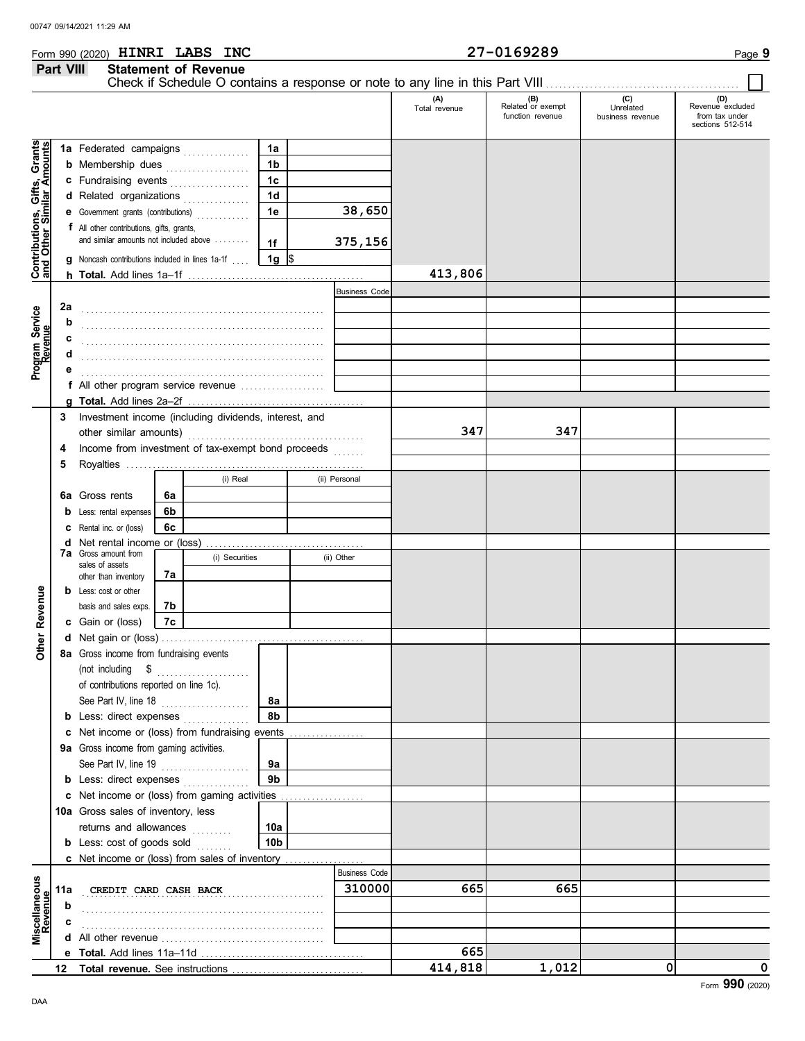Form 990 (2020) **HINRI LABS INC** **27-0169289**

## Part VIII Statement of Revenue

Check if Schedule O contains a response or note to any line in this Part VIII . . . . . . . . . . ☐

| | | | | (A) Total revenue | (B) Related or exempt function revenue | (C) Unrelated business revenue | (D) Revenue excluded from tax under sections 512-514 |
|---|---|---|---|---|---|---|---|
| **Contributions, Gifts, Grants and Other Similar Amounts** | 1a Federated campaigns | 1a | | | | | |
| | b Membership dues | 1b | | | | | |
| | c Fundraising events | 1c | | | | | |
| | d Related organizations | 1d | | | | | |
| | e Government grants (contributions) | 1e | 38,650 | | | | |
| | f All other contributions, gifts, grants, and similar amounts not included above | 1f | 375,156 | | | | |
| | g Noncash contributions included in lines 1a-1f | 1g | $ | | | | |
| | h **Total.** Add lines 1a–1f | | | 413,806 | | | |
| **Program Service Revenue** | | | Business Code | | | | |
| | 2a | | | | | | |
| | b | | | | | | |
| | c | | | | | | |
| | d | | | | | | |
| | e | | | | | | |
| | f All other program service revenue | | | | | | |
| | g **Total.** Add lines 2a–2f | | | | | | |
| **Other Revenue** | 3 Investment income (including dividends, interest, and other similar amounts) | | | 347 | 347 | | |
| | 4 Income from investment of tax-exempt bond proceeds | | | | | | |
| | 5 Royalties | | | | | | |
| | | (i) Real | (ii) Personal | | | | |
| | 6a Gross rents — 6a | | | | | | |
| | b Less: rental expenses — 6b | | | | | | |
| | c Rental inc. or (loss) — 6c | | | | | | |
| | d Net rental income or (loss) | | | | | | |
| | | (i) Securities | (ii) Other | | | | |
| | 7a Gross amount from sales of assets other than inventory — 7a | | | | | | |
| | b Less: cost or other basis and sales exps. — 7b | | | | | | |
| | c Gain or (loss) — 7c | | | | | | |
| | d Net gain or (loss) | | | | | | |
| | 8a Gross income from fundraising events (not including $ of contributions reported on line 1c). See Part IV, line 18 | 8a | | | | | |
| | b Less: direct expenses | 8b | | | | | |
| | c Net income or (loss) from fundraising events | | | | | | |
| | 9a Gross income from gaming activities. See Part IV, line 19 | 9a | | | | | |
| | b Less: direct expenses | 9b | | | | | |
| | c Net income or (loss) from gaming activities | | | | | | |
| | 10a Gross sales of inventory, less returns and allowances | 10a | | | | | |
| | b Less: cost of goods sold | 10b | | | | | |
| | c Net income or (loss) from sales of inventory | | | | | | |
| **Miscellaneous Revenue** | | | Business Code | | | | |
| | 11a CREDIT CARD CASH BACK | | 310000 | 665 | 665 | | |
| | b | | | | | | |
| | c | | | | | | |
| | d All other revenue | | | | | | |
| | e **Total.** Add lines 11a–11d | | | 665 | | | |
| | 12 **Total revenue.** See instructions | | | 414,818 | 1,012 | 0 | 0 |

Form **990** (2020)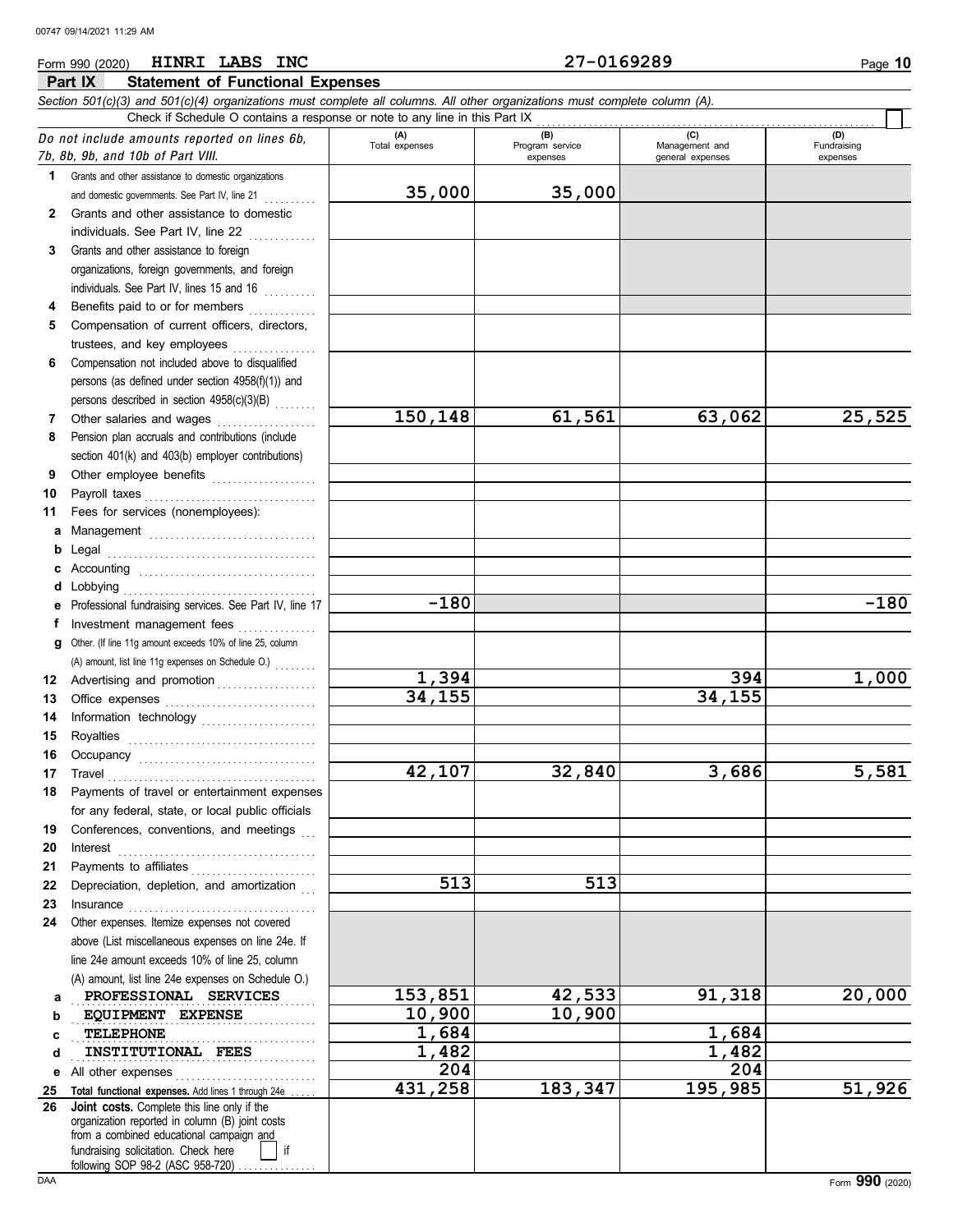Form 990 (2020) **HINRI LABS INC** **27-0169289**

## Part IX Statement of Functional Expenses

*Section 501(c)(3) and 501(c)(4) organizations must complete all columns. All other organizations must complete column (A).*

Check if Schedule O contains a response or note to any line in this Part IX ☐

| *Do not include amounts reported on lines 6b, 7b, 8b, 9b, and 10b of Part VIII.* | (A) Total expenses | (B) Program service expenses | (C) Management and general expenses | (D) Fundraising expenses |
|---|---|---|---|---|
| **1** Grants and other assistance to domestic organizations and domestic governments. See Part IV, line 21 | 35,000 | 35,000 | | |
| **2** Grants and other assistance to domestic individuals. See Part IV, line 22 | | | | |
| **3** Grants and other assistance to foreign organizations, foreign governments, and foreign individuals. See Part IV, lines 15 and 16 | | | | |
| **4** Benefits paid to or for members | | | | |
| **5** Compensation of current officers, directors, trustees, and key employees | | | | |
| **6** Compensation not included above to disqualified persons (as defined under section 4958(f)(1)) and persons described in section 4958(c)(3)(B) | | | | |
| **7** Other salaries and wages | 150,148 | 61,561 | 63,062 | 25,525 |
| **8** Pension plan accruals and contributions (include section 401(k) and 403(b) employer contributions) | | | | |
| **9** Other employee benefits | | | | |
| **10** Payroll taxes | | | | |
| **11** Fees for services (nonemployees): | | | | |
| **a** Management | | | | |
| **b** Legal | | | | |
| **c** Accounting | | | | |
| **d** Lobbying | | | | |
| **e** Professional fundraising services. See Part IV, line 17 | -180 | | | -180 |
| **f** Investment management fees | | | | |
| **g** Other. (If line 11g amount exceeds 10% of line 25, column (A) amount, list line 11g expenses on Schedule O.) | | | | |
| **12** Advertising and promotion | 1,394 | | 394 | 1,000 |
| **13** Office expenses | 34,155 | | 34,155 | |
| **14** Information technology | | | | |
| **15** Royalties | | | | |
| **16** Occupancy | | | | |
| **17** Travel | 42,107 | 32,840 | 3,686 | 5,581 |
| **18** Payments of travel or entertainment expenses for any federal, state, or local public officials | | | | |
| **19** Conferences, conventions, and meetings | | | | |
| **20** Interest | | | | |
| **21** Payments to affiliates | | | | |
| **22** Depreciation, depletion, and amortization | 513 | 513 | | |
| **23** Insurance | | | | |
| **24** Other expenses. Itemize expenses not covered above (List miscellaneous expenses on line 24e. If line 24e amount exceeds 10% of line 25, column (A) amount, list line 24e expenses on Schedule O.) | | | | |
| **a** PROFESSIONAL SERVICES | 153,851 | 42,533 | 91,318 | 20,000 |
| **b** EQUIPMENT EXPENSE | 10,900 | 10,900 | | |
| **c** TELEPHONE | 1,684 | | 1,684 | |
| **d** INSTITUTIONAL FEES | 1,482 | | 1,482 | |
| **e** All other expenses | 204 | | 204 | |
| **25 Total functional expenses.** Add lines 1 through 24e | 431,258 | 183,347 | 195,985 | 51,926 |
| **26 Joint costs.** Complete this line only if the organization reported in column (B) joint costs from a combined educational campaign and fundraising solicitation. Check here ☐ if following SOP 98-2 (ASC 958-720) | | | | |

Form **990** (2020)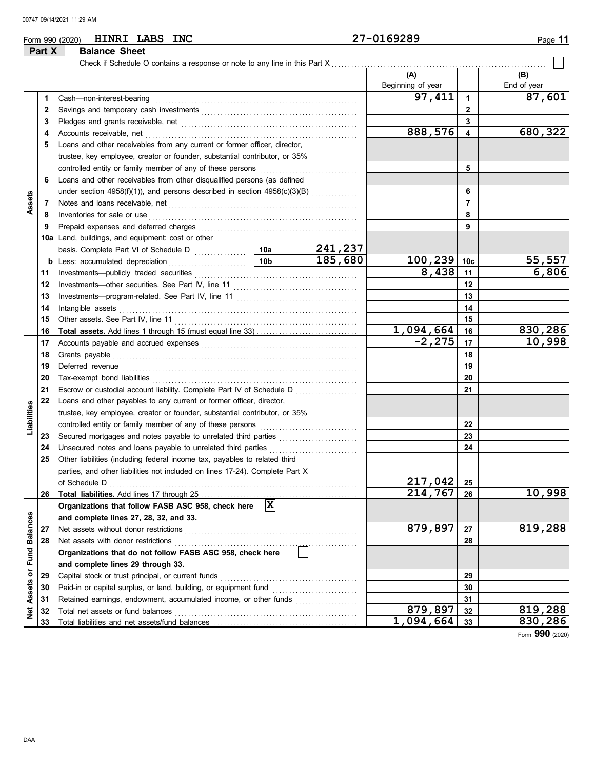Form 990 (2020) **HINRI LABS INC** 27-0169289

## Part X Balance Sheet

Check if Schedule O contains a response or note to any line in this Part X ☐

| | | | | (A) Beginning of year | | (B) End of year |
|---|---|---|---|---|---|---|
| **Assets** | 1 | Cash—non-interest-bearing | | 97,411 | 1 | 87,601 |
| | 2 | Savings and temporary cash investments | | | 2 | |
| | 3 | Pledges and grants receivable, net | | | 3 | |
| | 4 | Accounts receivable, net | | 888,576 | 4 | 680,322 |
| | 5 | Loans and other receivables from any current or former officer, director, trustee, key employee, creator or founder, substantial contributor, or 35% controlled entity or family member of any of these persons | | | 5 | |
| | 6 | Loans and other receivables from other disqualified persons (as defined under section 4958(f)(1)), and persons described in section 4958(c)(3)(B) | | | 6 | |
| | 7 | Notes and loans receivable, net | | | 7 | |
| | 8 | Inventories for sale or use | | | 8 | |
| | 9 | Prepaid expenses and deferred charges | | | 9 | |
| | 10a | Land, buildings, and equipment: cost or other basis. Complete Part VI of Schedule D | 10a: 241,237 | | | |
| | b | Less: accumulated depreciation | 10b: 185,680 | 100,239 | 10c | 55,557 |
| | 11 | Investments—publicly traded securities | | 8,438 | 11 | 6,806 |
| | 12 | Investments—other securities. See Part IV, line 11 | | | 12 | |
| | 13 | Investments—program-related. See Part IV, line 11 | | | 13 | |
| | 14 | Intangible assets | | | 14 | |
| | 15 | Other assets. See Part IV, line 11 | | | 15 | |
| | 16 | **Total assets.** Add lines 1 through 15 (must equal line 33) | | 1,094,664 | 16 | 830,286 |
| **Liabilities** | 17 | Accounts payable and accrued expenses | | -2,275 | 17 | 10,998 |
| | 18 | Grants payable | | | 18 | |
| | 19 | Deferred revenue | | | 19 | |
| | 20 | Tax-exempt bond liabilities | | | 20 | |
| | 21 | Escrow or custodial account liability. Complete Part IV of Schedule D | | | 21 | |
| | 22 | Loans and other payables to any current or former officer, director, trustee, key employee, creator or founder, substantial contributor, or 35% controlled entity or family member of any of these persons | | | 22 | |
| | 23 | Secured mortgages and notes payable to unrelated third parties | | | 23 | |
| | 24 | Unsecured notes and loans payable to unrelated third parties | | | 24 | |
| | 25 | Other liabilities (including federal income tax, payables to related third parties, and other liabilities not included on lines 17-24). Complete Part X of Schedule D | | 217,042 | 25 | |
| | 26 | **Total liabilities.** Add lines 17 through 25 | | 214,767 | 26 | 10,998 |
| **Net Assets or Fund Balances** | | **Organizations that follow FASB ASC 958, check here** ☒ **and complete lines 27, 28, 32, and 33.** | | | | |
| | 27 | Net assets without donor restrictions | | 879,897 | 27 | 819,288 |
| | 28 | Net assets with donor restrictions | | | 28 | |
| | | **Organizations that do not follow FASB ASC 958, check here** ☐ **and complete lines 29 through 33.** | | | | |
| | 29 | Capital stock or trust principal, or current funds | | | 29 | |
| | 30 | Paid-in or capital surplus, or land, building, or equipment fund | | | 30 | |
| | 31 | Retained earnings, endowment, accumulated income, or other funds | | | 31 | |
| | 32 | Total net assets or fund balances | | 879,897 | 32 | 819,288 |
| | 33 | Total liabilities and net assets/fund balances | | 1,094,664 | 33 | 830,286 |

Form **990** (2020)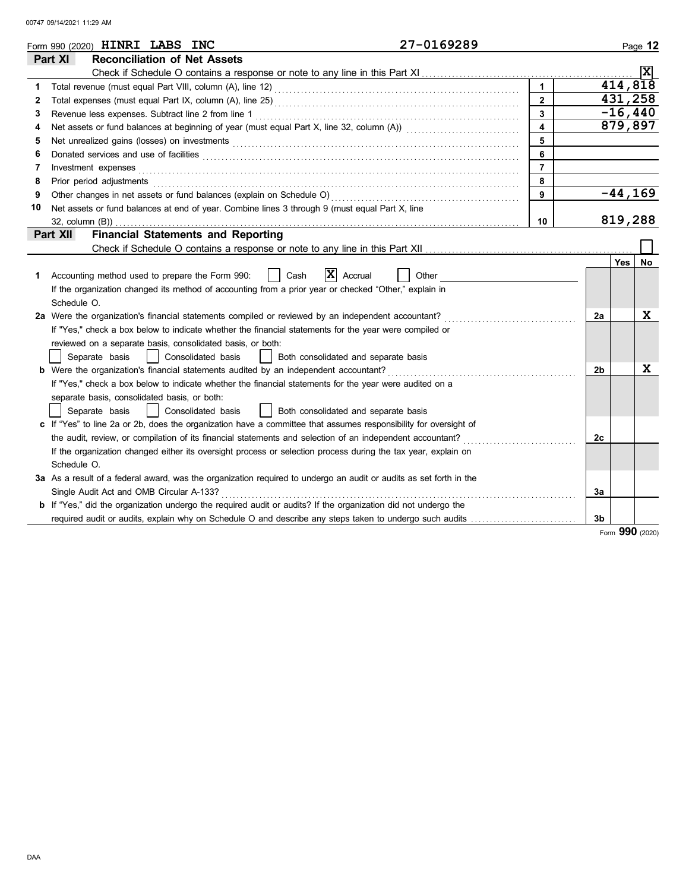Form 990 (2020) **HINRI LABS INC** 27-0169289

## Part XI Reconciliation of Net Assets

Check if Schedule O contains a response or note to any line in this Part XI .......... [X]

| | | | |
|---|---|---|---|
| 1 | Total revenue (must equal Part VIII, column (A), line 12) | 1 | 414,818 |
| 2 | Total expenses (must equal Part IX, column (A), line 25) | 2 | 431,258 |
| 3 | Revenue less expenses. Subtract line 2 from line 1 | 3 | -16,440 |
| 4 | Net assets or fund balances at beginning of year (must equal Part X, line 32, column (A)) | 4 | 879,897 |
| 5 | Net unrealized gains (losses) on investments | 5 | |
| 6 | Donated services and use of facilities | 6 | |
| 7 | Investment expenses | 7 | |
| 8 | Prior period adjustments | 8 | |
| 9 | Other changes in net assets or fund balances (explain on Schedule O) | 9 | -44,169 |
| 10 | Net assets or fund balances at end of year. Combine lines 3 through 9 (must equal Part X, line 32, column (B)) | 10 | 819,288 |

## Part XII Financial Statements and Reporting

Check if Schedule O contains a response or note to any line in this Part XII .......... [ ]

| | | | Yes | No |
|---|---|---|---|---|
| 1 | Accounting method used to prepare the Form 990: [ ] Cash [X] Accrual [ ] Other<br>If the organization changed its method of accounting from a prior year or checked "Other," explain in Schedule O. | | | |
| 2a | Were the organization's financial statements compiled or reviewed by an independent accountant?<br>If "Yes," check a box below to indicate whether the financial statements for the year were compiled or reviewed on a separate basis, consolidated basis, or both:<br>[ ] Separate basis [ ] Consolidated basis [ ] Both consolidated and separate basis | 2a | | X |
| b | Were the organization's financial statements audited by an independent accountant?<br>If "Yes," check a box below to indicate whether the financial statements for the year were audited on a separate basis, consolidated basis, or both:<br>[ ] Separate basis [ ] Consolidated basis [ ] Both consolidated and separate basis | 2b | | X |
| c | If "Yes" to line 2a or 2b, does the organization have a committee that assumes responsibility for oversight of the audit, review, or compilation of its financial statements and selection of an independent accountant?<br>If the organization changed either its oversight process or selection process during the tax year, explain on Schedule O. | 2c | | |
| 3a | As a result of a federal award, was the organization required to undergo an audit or audits as set forth in the Single Audit Act and OMB Circular A-133? | 3a | | |
| b | If "Yes," did the organization undergo the required audit or audits? If the organization did not undergo the required audit or audits, explain why on Schedule O and describe any steps taken to undergo such audits | 3b | | |

Form **990** (2020)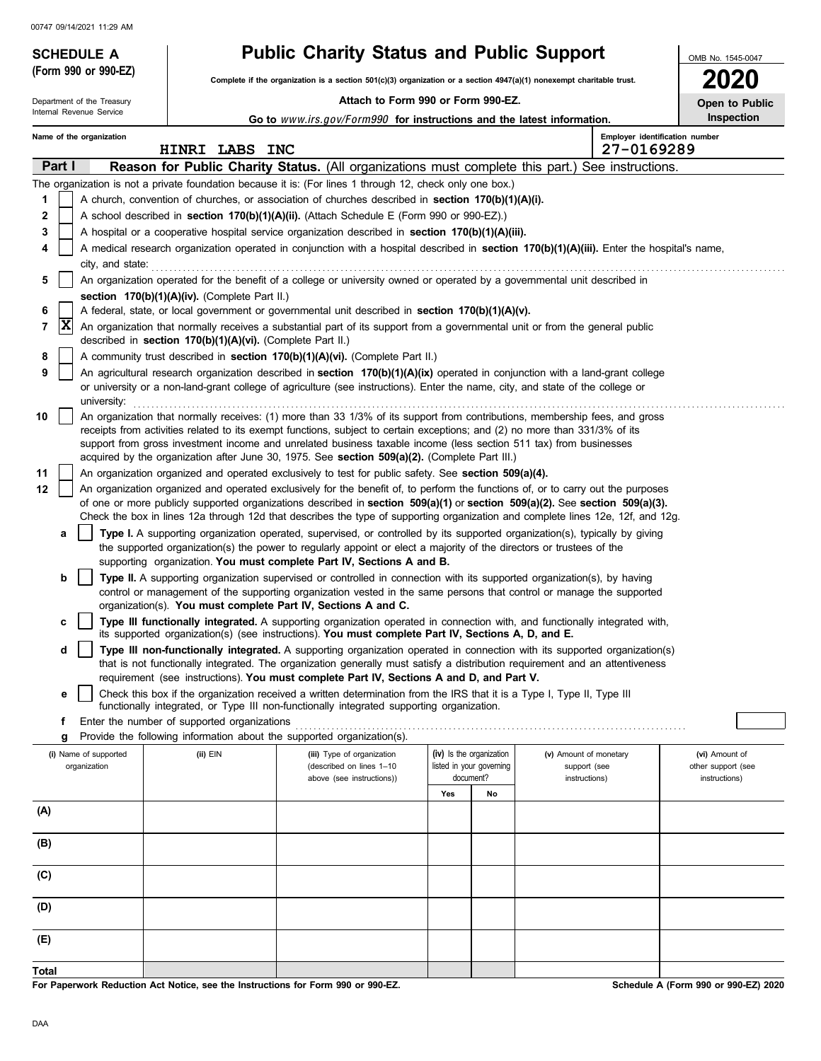00747 09/14/2021 11:29 AM

# SCHEDULE A (Form 990 or 990-EZ)

Department of the Treasury
Internal Revenue Service

## Public Charity Status and Public Support

**Complete if the organization is a section 501(c)(3) organization or a section 4947(a)(1) nonexempt charitable trust.**

**Attach to Form 990 or Form 990-EZ.**

**Go to *www.irs.gov/Form990* for instructions and the latest information.**

OMB No. 1545-0047

**2020**

**Open to Public Inspection**

Name of the organization: HINRI LABS INC

Employer identification number: 27-0169289

**Part I Reason for Public Charity Status.** (All organizations must complete this part.) See instructions.

The organization is not a private foundation because it is: (For lines 1 through 12, check only one box.)

1. [ ] A church, convention of churches, or association of churches described in **section 170(b)(1)(A)(i).**
2. [ ] A school described in **section 170(b)(1)(A)(ii).** (Attach Schedule E (Form 990 or 990-EZ).)
3. [ ] A hospital or a cooperative hospital service organization described in **section 170(b)(1)(A)(iii).**
4. [ ] A medical research organization operated in conjunction with a hospital described in **section 170(b)(1)(A)(iii).** Enter the hospital's name, city, and state:
5. [ ] An organization operated for the benefit of a college or university owned or operated by a governmental unit described in **section 170(b)(1)(A)(iv).** (Complete Part II.)
6. [ ] A federal, state, or local government or governmental unit described in **section 170(b)(1)(A)(v).**
7. [X] An organization that normally receives a substantial part of its support from a governmental unit or from the general public described in **section 170(b)(1)(A)(vi).** (Complete Part II.)
8. [ ] A community trust described in **section 170(b)(1)(A)(vi).** (Complete Part II.)
9. [ ] An agricultural research organization described in **section 170(b)(1)(A)(ix)** operated in conjunction with a land-grant college or university or a non-land-grant college of agriculture (see instructions). Enter the name, city, and state of the college or university:
10. [ ] An organization that normally receives: (1) more than 33 1/3% of its support from contributions, membership fees, and gross receipts from activities related to its exempt functions, subject to certain exceptions; and (2) no more than 331/3% of its support from gross investment income and unrelated business taxable income (less section 511 tax) from businesses acquired by the organization after June 30, 1975. See **section 509(a)(2).** (Complete Part III.)
11. [ ] An organization organized and operated exclusively to test for public safety. See **section 509(a)(4).**
12. [ ] An organization organized and operated exclusively for the benefit of, to perform the functions of, or to carry out the purposes of one or more publicly supported organizations described in **section 509(a)(1)** or **section 509(a)(2).** See **section 509(a)(3).** Check the box in lines 12a through 12d that describes the type of supporting organization and complete lines 12e, 12f, and 12g.
   - **a** [ ] **Type I.** A supporting organization operated, supervised, or controlled by its supported organization(s), typically by giving the supported organization(s) the power to regularly appoint or elect a majority of the directors or trustees of the supporting organization. **You must complete Part IV, Sections A and B.**
   - **b** [ ] **Type II.** A supporting organization supervised or controlled in connection with its supported organization(s), by having control or management of the supporting organization vested in the same persons that control or manage the supported organization(s). **You must complete Part IV, Sections A and C.**
   - **c** [ ] **Type III functionally integrated.** A supporting organization operated in connection with, and functionally integrated with, its supported organization(s) (see instructions). **You must complete Part IV, Sections A, D, and E.**
   - **d** [ ] **Type III non-functionally integrated.** A supporting organization operated in connection with its supported organization(s) that is not functionally integrated. The organization generally must satisfy a distribution requirement and an attentiveness requirement (see instructions). **You must complete Part IV, Sections A and D, and Part V.**
   - **e** [ ] Check this box if the organization received a written determination from the IRS that it is a Type I, Type II, Type III functionally integrated, or Type III non-functionally integrated supporting organization.
   - **f** Enter the number of supported organizations
   - **g** Provide the following information about the supported organization(s).

| (i) Name of supported organization | (ii) EIN | (iii) Type of organization (described on lines 1–10 above (see instructions)) | (iv) Is the organization listed in your governing document? Yes | No | (v) Amount of monetary support (see instructions) | (vi) Amount of other support (see instructions) |
|---|---|---|---|---|---|---|
| (A) | | | | | | |
| (B) | | | | | | |
| (C) | | | | | | |
| (D) | | | | | | |
| (E) | | | | | | |
| **Total** | | | | | | |

**For Paperwork Reduction Act Notice, see the Instructions for Form 990 or 990-EZ.**

**Schedule A (Form 990 or 990-EZ) 2020**

DAA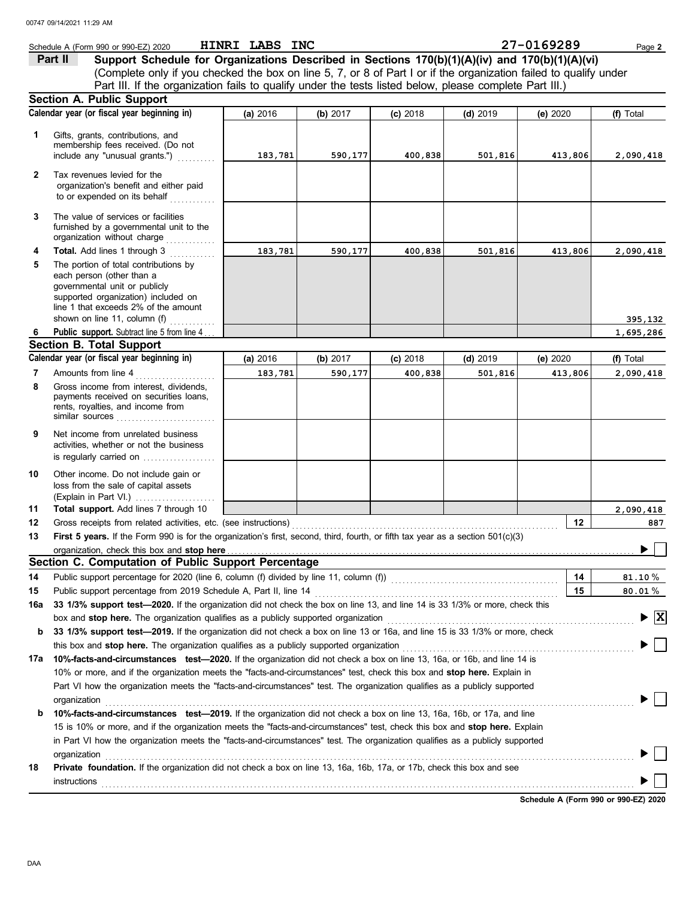Schedule A (Form 990 or 990-EZ) 2020 HINRI LABS INC 27-0169289

**Part II Support Schedule for Organizations Described in Sections 170(b)(1)(A)(iv) and 170(b)(1)(A)(vi)**
(Complete only if you checked the box on line 5, 7, or 8 of Part I or if the organization failed to qualify under Part III. If the organization fails to qualify under the tests listed below, please complete Part III.)

## Section A. Public Support

| | Calendar year (or fiscal year beginning in) | (a) 2016 | (b) 2017 | (c) 2018 | (d) 2019 | (e) 2020 | (f) Total |
|---|---|---|---|---|---|---|---|
| 1 | Gifts, grants, contributions, and membership fees received. (Do not include any "unusual grants.") | 183,781 | 590,177 | 400,838 | 501,816 | 413,806 | 2,090,418 |
| 2 | Tax revenues levied for the organization's benefit and either paid to or expended on its behalf | | | | | | |
| 3 | The value of services or facilities furnished by a governmental unit to the organization without charge | | | | | | |
| 4 | **Total.** Add lines 1 through 3 | 183,781 | 590,177 | 400,838 | 501,816 | 413,806 | 2,090,418 |
| 5 | The portion of total contributions by each person (other than a governmental unit or publicly supported organization) included on line 1 that exceeds 2% of the amount shown on line 11, column (f) | | | | | | 395,132 |
| 6 | **Public support.** Subtract line 5 from line 4 | | | | | | 1,695,286 |

## Section B. Total Support

| | Calendar year (or fiscal year beginning in) | (a) 2016 | (b) 2017 | (c) 2018 | (d) 2019 | (e) 2020 | (f) Total |
|---|---|---|---|---|---|---|---|
| 7 | Amounts from line 4 | 183,781 | 590,177 | 400,838 | 501,816 | 413,806 | 2,090,418 |
| 8 | Gross income from interest, dividends, payments received on securities loans, rents, royalties, and income from similar sources | | | | | | |
| 9 | Net income from unrelated business activities, whether or not the business is regularly carried on | | | | | | |
| 10 | Other income. Do not include gain or loss from the sale of capital assets (Explain in Part VI.) | | | | | | |
| 11 | **Total support.** Add lines 7 through 10 | | | | | | 2,090,418 |

12 Gross receipts from related activities, etc. (see instructions) — **12** — 887

13 **First 5 years.** If the Form 990 is for the organization's first, second, third, fourth, or fifth tax year as a section 501(c)(3) organization, check this box and **stop here** ☐

## Section C. Computation of Public Support Percentage

14 Public support percentage for 2020 (line 6, column (f) divided by line 11, column (f)) — **14** — 81.10 %

15 Public support percentage from 2019 Schedule A, Part II, line 14 — **15** — 80.01 %

**16a 33 1/3% support test—2020.** If the organization did not check the box on line 13, and line 14 is 33 1/3% or more, check this box and **stop here.** The organization qualifies as a publicly supported organization ☒

**b 33 1/3% support test—2019.** If the organization did not check a box on line 13 or 16a, and line 15 is 33 1/3% or more, check this box and **stop here.** The organization qualifies as a publicly supported organization ☐

**17a 10%-facts-and-circumstances test—2020.** If the organization did not check a box on line 13, 16a, or 16b, and line 14 is 10% or more, and if the organization meets the "facts-and-circumstances" test, check this box and **stop here.** Explain in Part VI how the organization meets the "facts-and-circumstances" test. The organization qualifies as a publicly supported organization ☐

**b 10%-facts-and-circumstances test—2019.** If the organization did not check a box on line 13, 16a, 16b, or 17a, and line 15 is 10% or more, and if the organization meets the "facts-and-circumstances" test, check this box and **stop here.** Explain in Part VI how the organization meets the "facts-and-circumstances" test. The organization qualifies as a publicly supported organization ☐

**18 Private foundation.** If the organization did not check a box on line 13, 16a, 16b, 17a, or 17b, check this box and see instructions ☐

**Schedule A (Form 990 or 990-EZ) 2020**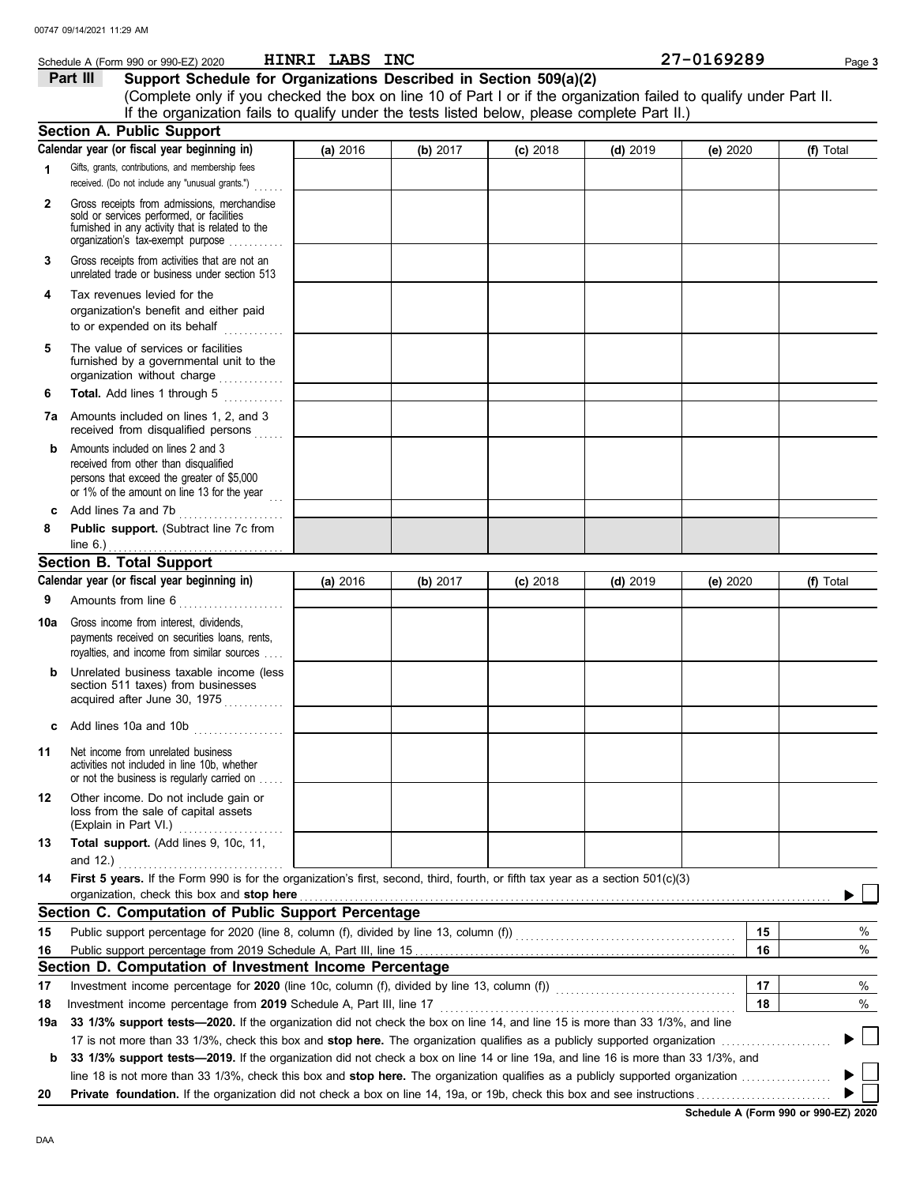Schedule A (Form 990 or 990-EZ) 2020 **HINRI LABS INC** **27-0169289**

## Part III Support Schedule for Organizations Described in Section 509(a)(2)

(Complete only if you checked the box on line 10 of Part I or if the organization failed to qualify under Part II. If the organization fails to qualify under the tests listed below, please complete Part II.)

### Section A. Public Support

| Calendar year (or fiscal year beginning in) | (a) 2016 | (b) 2017 | (c) 2018 | (d) 2019 | (e) 2020 | (f) Total |
|---|---|---|---|---|---|---|
| **1** Gifts, grants, contributions, and membership fees received. (Do not include any "unusual grants.") | | | | | | |
| **2** Gross receipts from admissions, merchandise sold or services performed, or facilities furnished in any activity that is related to the organization's tax-exempt purpose | | | | | | |
| **3** Gross receipts from activities that are not an unrelated trade or business under section 513 | | | | | | |
| **4** Tax revenues levied for the organization's benefit and either paid to or expended on its behalf | | | | | | |
| **5** The value of services or facilities furnished by a governmental unit to the organization without charge | | | | | | |
| **6** **Total.** Add lines 1 through 5 | | | | | | |
| **7a** Amounts included on lines 1, 2, and 3 received from disqualified persons | | | | | | |
| **b** Amounts included on lines 2 and 3 received from other than disqualified persons that exceed the greater of $5,000 or 1% of the amount on line 13 for the year | | | | | | |
| **c** Add lines 7a and 7b | | | | | | |
| **8** **Public support.** (Subtract line 7c from line 6.) | | | | | | |

### Section B. Total Support

| Calendar year (or fiscal year beginning in) | (a) 2016 | (b) 2017 | (c) 2018 | (d) 2019 | (e) 2020 | (f) Total |
|---|---|---|---|---|---|---|
| **9** Amounts from line 6 | | | | | | |
| **10a** Gross income from interest, dividends, payments received on securities loans, rents, royalties, and income from similar sources | | | | | | |
| **b** Unrelated business taxable income (less section 511 taxes) from businesses acquired after June 30, 1975 | | | | | | |
| **c** Add lines 10a and 10b | | | | | | |
| **11** Net income from unrelated business activities not included in line 10b, whether or not the business is regularly carried on | | | | | | |
| **12** Other income. Do not include gain or loss from the sale of capital assets (Explain in Part VI.) | | | | | | |
| **13** **Total support.** (Add lines 9, 10c, 11, and 12.) | | | | | | |

**14** **First 5 years.** If the Form 990 is for the organization's first, second, third, fourth, or fifth tax year as a section 501(c)(3) organization, check this box and **stop here** ☐

### Section C. Computation of Public Support Percentage

| | | | |
|---|---|---|---|
| **15** | Public support percentage for 2020 (line 8, column (f), divided by line 13, column (f)) | 15 | % |
| **16** | Public support percentage from 2019 Schedule A, Part III, line 15 | 16 | % |

### Section D. Computation of Investment Income Percentage

| | | | |
|---|---|---|---|
| **17** | Investment income percentage for **2020** (line 10c, column (f), divided by line 13, column (f)) | 17 | % |
| **18** | Investment income percentage from **2019** Schedule A, Part III, line 17 | 18 | % |

**19a** **33 1/3% support tests—2020.** If the organization did not check the box on line 14, and line 15 is more than 33 1/3%, and line 17 is not more than 33 1/3%, check this box and **stop here.** The organization qualifies as a publicly supported organization ☐

**b** **33 1/3% support tests—2019.** If the organization did not check a box on line 14 or line 19a, and line 16 is more than 33 1/3%, and line 18 is not more than 33 1/3%, check this box and **stop here.** The organization qualifies as a publicly supported organization ☐

**20** **Private foundation.** If the organization did not check a box on line 14, 19a, or 19b, check this box and see instructions ☐

**Schedule A (Form 990 or 990-EZ) 2020**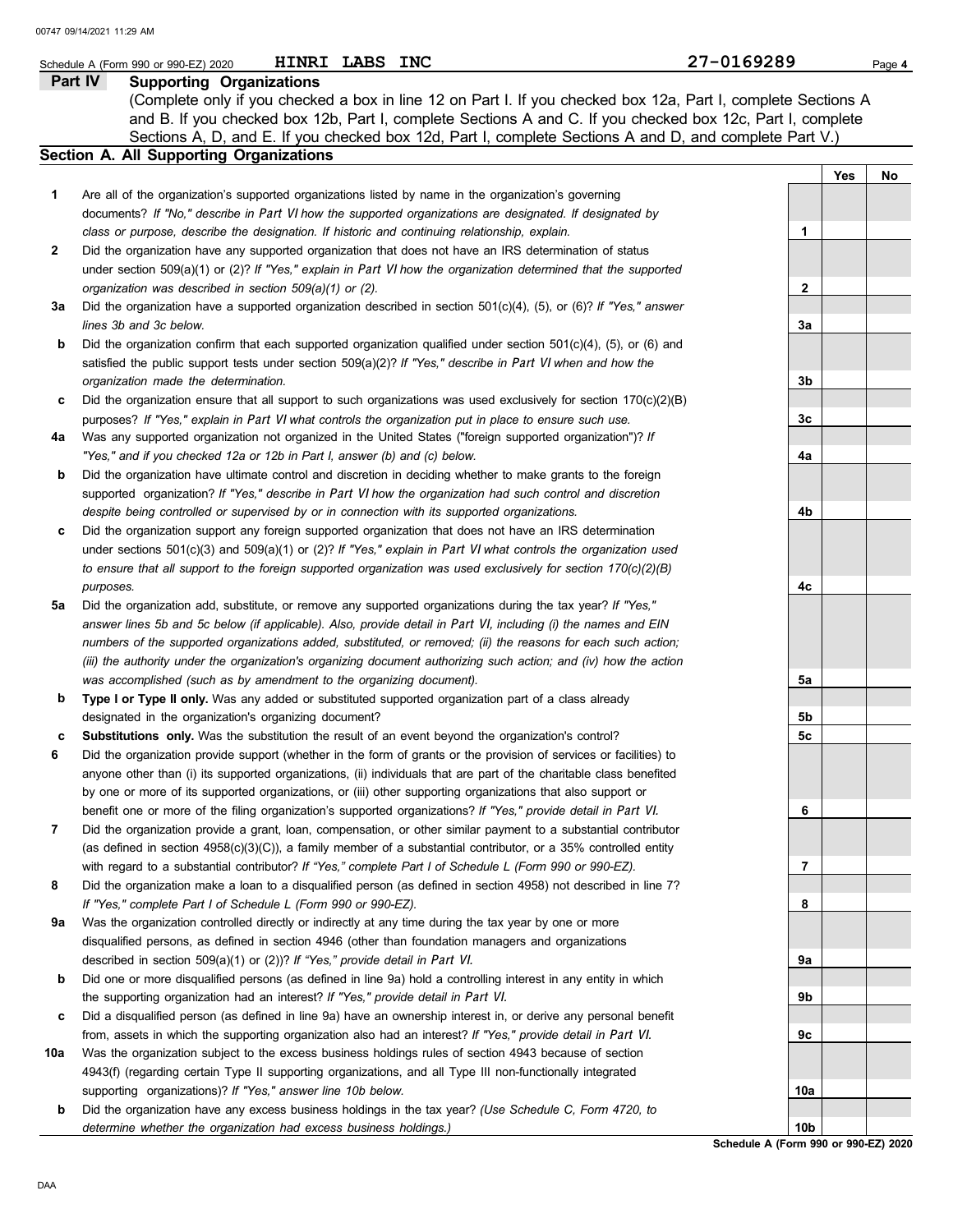Schedule A (Form 990 or 990-EZ) 2020 **HINRI LABS INC** 27-0169289

## Part IV Supporting Organizations

(Complete only if you checked a box in line 12 on Part I. If you checked box 12a, Part I, complete Sections A and B. If you checked box 12b, Part I, complete Sections A and C. If you checked box 12c, Part I, complete Sections A, D, and E. If you checked box 12d, Part I, complete Sections A and D, and complete Part V.)

### Section A. All Supporting Organizations

| | | | Yes | No |
|---|---|---|---|---|
| **1** | Are all of the organization's supported organizations listed by name in the organization's governing documents? *If "No," describe in Part VI how the supported organizations are designated. If designated by class or purpose, describe the designation. If historic and continuing relationship, explain.* | 1 | | |
| **2** | Did the organization have any supported organization that does not have an IRS determination of status under section 509(a)(1) or (2)? *If "Yes," explain in Part VI how the organization determined that the supported organization was described in section 509(a)(1) or (2).* | 2 | | |
| **3a** | Did the organization have a supported organization described in section 501(c)(4), (5), or (6)? *If "Yes," answer lines 3b and 3c below.* | 3a | | |
| **b** | Did the organization confirm that each supported organization qualified under section 501(c)(4), (5), or (6) and satisfied the public support tests under section 509(a)(2)? *If "Yes," describe in Part VI when and how the organization made the determination.* | 3b | | |
| **c** | Did the organization ensure that all support to such organizations was used exclusively for section 170(c)(2)(B) purposes? *If "Yes," explain in Part VI what controls the organization put in place to ensure such use.* | 3c | | |
| **4a** | Was any supported organization not organized in the United States ("foreign supported organization")? *If "Yes," and if you checked 12a or 12b in Part I, answer (b) and (c) below.* | 4a | | |
| **b** | Did the organization have ultimate control and discretion in deciding whether to make grants to the foreign supported organization? *If "Yes," describe in Part VI how the organization had such control and discretion despite being controlled or supervised by or in connection with its supported organizations.* | 4b | | |
| **c** | Did the organization support any foreign supported organization that does not have an IRS determination under sections 501(c)(3) and 509(a)(1) or (2)? *If "Yes," explain in Part VI what controls the organization used to ensure that all support to the foreign supported organization was used exclusively for section 170(c)(2)(B) purposes.* | 4c | | |
| **5a** | Did the organization add, substitute, or remove any supported organizations during the tax year? *If "Yes," answer lines 5b and 5c below (if applicable). Also, provide detail in Part VI, including (i) the names and EIN numbers of the supported organizations added, substituted, or removed; (ii) the reasons for each such action; (iii) the authority under the organization's organizing document authorizing such action; and (iv) how the action was accomplished (such as by amendment to the organizing document).* | 5a | | |
| **b** | **Type I or Type II only.** Was any added or substituted supported organization part of a class already designated in the organization's organizing document? | 5b | | |
| **c** | **Substitutions only.** Was the substitution the result of an event beyond the organization's control? | 5c | | |
| **6** | Did the organization provide support (whether in the form of grants or the provision of services or facilities) to anyone other than (i) its supported organizations, (ii) individuals that are part of the charitable class benefited by one or more of its supported organizations, or (iii) other supporting organizations that also support or benefit one or more of the filing organization's supported organizations? *If "Yes," provide detail in Part VI.* | 6 | | |
| **7** | Did the organization provide a grant, loan, compensation, or other similar payment to a substantial contributor (as defined in section 4958(c)(3)(C)), a family member of a substantial contributor, or a 35% controlled entity with regard to a substantial contributor? *If "Yes," complete Part I of Schedule L (Form 990 or 990-EZ).* | 7 | | |
| **8** | Did the organization make a loan to a disqualified person (as defined in section 4958) not described in line 7? *If "Yes," complete Part I of Schedule L (Form 990 or 990-EZ).* | 8 | | |
| **9a** | Was the organization controlled directly or indirectly at any time during the tax year by one or more disqualified persons, as defined in section 4946 (other than foundation managers and organizations described in section 509(a)(1) or (2))? *If "Yes," provide detail in Part VI.* | 9a | | |
| **b** | Did one or more disqualified persons (as defined in line 9a) hold a controlling interest in any entity in which the supporting organization had an interest? *If "Yes," provide detail in Part VI.* | 9b | | |
| **c** | Did a disqualified person (as defined in line 9a) have an ownership interest in, or derive any personal benefit from, assets in which the supporting organization also had an interest? *If "Yes," provide detail in Part VI.* | 9c | | |
| **10a** | Was the organization subject to the excess business holdings rules of section 4943 because of section 4943(f) (regarding certain Type II supporting organizations, and all Type III non-functionally integrated supporting organizations)? *If "Yes," answer line 10b below.* | 10a | | |
| **b** | Did the organization have any excess business holdings in the tax year? *(Use Schedule C, Form 4720, to determine whether the organization had excess business holdings.)* | 10b | | |

**Schedule A (Form 990 or 990-EZ) 2020**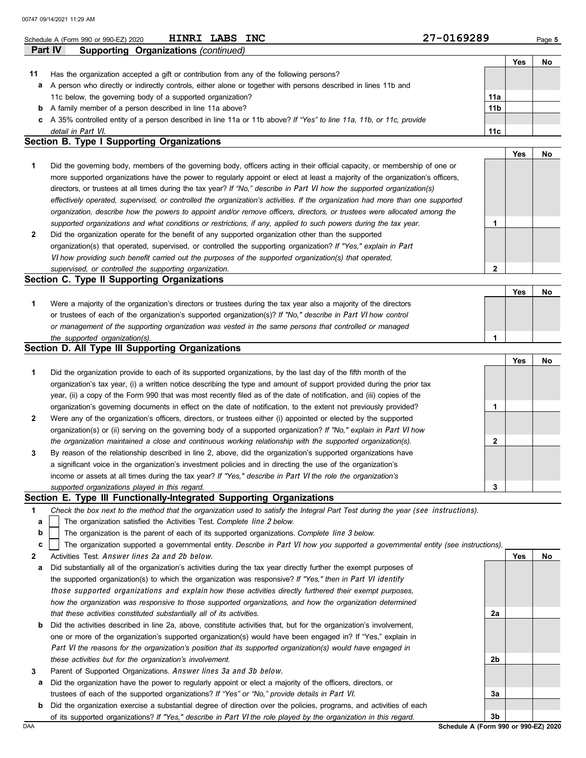Schedule A (Form 990 or 990-EZ) 2020 HINRI LABS INC 27-0169289

## Part IV Supporting Organizations *(continued)*

| | | | Yes | No |
|---|---|---|---|---|
| **11** | Has the organization accepted a gift or contribution from any of the following persons? | | | |
| **a** | A person who directly or indirectly controls, either alone or together with persons described in lines 11b and 11c below, the governing body of a supported organization? | 11a | | |
| **b** | A family member of a person described in line 11a above? | 11b | | |
| **c** | A 35% controlled entity of a person described in line 11a or 11b above? *If "Yes" to line 11a, 11b, or 11c, provide detail in Part VI.* | 11c | | |

### Section B. Type I Supporting Organizations

| | | | Yes | No |
|---|---|---|---|---|
| **1** | Did the governing body, members of the governing body, officers acting in their official capacity, or membership of one or more supported organizations have the power to regularly appoint or elect at least a majority of the organization's officers, directors, or trustees at all times during the tax year? *If "No," describe in Part VI how the supported organization(s) effectively operated, supervised, or controlled the organization's activities. If the organization had more than one supported organization, describe how the powers to appoint and/or remove officers, directors, or trustees were allocated among the supported organizations and what conditions or restrictions, if any, applied to such powers during the tax year.* | 1 | | |
| **2** | Did the organization operate for the benefit of any supported organization other than the supported organization(s) that operated, supervised, or controlled the supporting organization? *If "Yes," explain in Part VI how providing such benefit carried out the purposes of the supported organization(s) that operated, supervised, or controlled the supporting organization.* | 2 | | |

### Section C. Type II Supporting Organizations

| | | | Yes | No |
|---|---|---|---|---|
| **1** | Were a majority of the organization's directors or trustees during the tax year also a majority of the directors or trustees of each of the organization's supported organization(s)? *If "No," describe in Part VI how control or management of the supporting organization was vested in the same persons that controlled or managed the supported organization(s).* | 1 | | |

### Section D. All Type III Supporting Organizations

| | | | Yes | No |
|---|---|---|---|---|
| **1** | Did the organization provide to each of its supported organizations, by the last day of the fifth month of the organization's tax year, (i) a written notice describing the type and amount of support provided during the prior tax year, (ii) a copy of the Form 990 that was most recently filed as of the date of notification, and (iii) copies of the organization's governing documents in effect on the date of notification, to the extent not previously provided? | 1 | | |
| **2** | Were any of the organization's officers, directors, or trustees either (i) appointed or elected by the supported organization(s) or (ii) serving on the governing body of a supported organization? *If "No," explain in Part VI how the organization maintained a close and continuous working relationship with the supported organization(s).* | 2 | | |
| **3** | By reason of the relationship described in line 2, above, did the organization's supported organizations have a significant voice in the organization's investment policies and in directing the use of the organization's income or assets at all times during the tax year? *If "Yes," describe in Part VI the role the organization's supported organizations played in this regard.* | 3 | | |

### Section E. Type III Functionally-Integrated Supporting Organizations

**1** *Check the box next to the method that the organization used to satisfy the Integral Part Test during the year (see instructions).*

- **a** ☐ The organization satisfied the Activities Test. *Complete line 2 below.*
- **b** ☐ The organization is the parent of each of its supported organizations. *Complete line 3 below.*
- **c** ☐ The organization supported a governmental entity. *Describe in Part VI how you supported a governmental entity (see instructions).*

| | | | Yes | No |
|---|---|---|---|---|
| **2** | Activities Test. *Answer lines 2a and 2b below.* | | | |
| **a** | Did substantially all of the organization's activities during the tax year directly further the exempt purposes of the supported organization(s) to which the organization was responsive? *If "Yes," then in Part VI identify those supported organizations and explain how these activities directly furthered their exempt purposes, how the organization was responsive to those supported organizations, and how the organization determined that these activities constituted substantially all of its activities.* | 2a | | |
| **b** | Did the activities described in line 2a, above, constitute activities that, but for the organization's involvement, one or more of the organization's supported organization(s) would have been engaged in? If "Yes," explain in *Part VI the reasons for the organization's position that its supported organization(s) would have engaged in these activities but for the organization's involvement.* | 2b | | |
| **3** | Parent of Supported Organizations. *Answer lines 3a and 3b below.* | | | |
| **a** | Did the organization have the power to regularly appoint or elect a majority of the officers, directors, or trustees of each of the supported organizations? *If "Yes" or "No," provide details in Part VI.* | 3a | | |
| **b** | Did the organization exercise a substantial degree of direction over the policies, programs, and activities of each of its supported organizations? *If "Yes," describe in Part VI the role played by the organization in this regard.* | 3b | | |

Schedule A (Form 990 or 990-EZ) 2020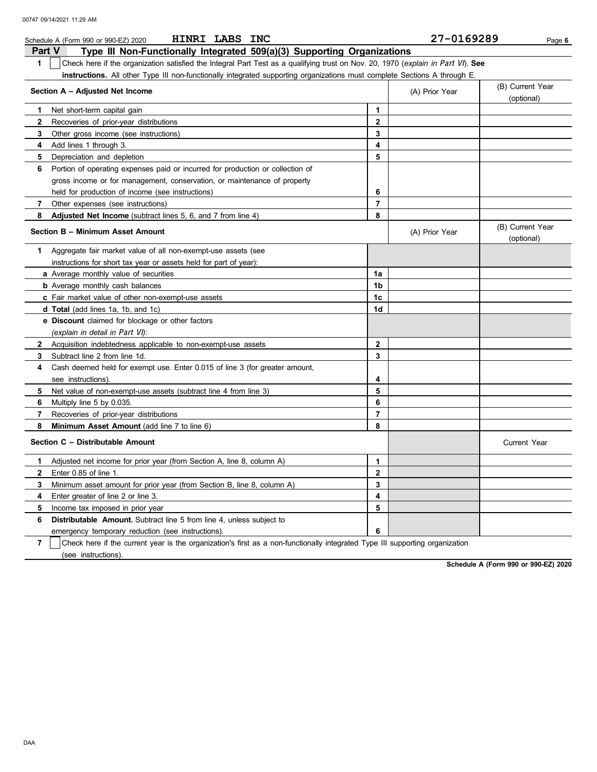Schedule A (Form 990 or 990-EZ) 2020 HINRI LABS INC 27-0169289

## Part V Type III Non-Functionally Integrated 509(a)(3) Supporting Organizations

**1** ☐ Check here if the organization satisfied the Integral Part Test as a qualifying trust on Nov. 20, 1970 (*explain in Part VI*). **See instructions.** All other Type III non-functionally integrated supporting organizations must complete Sections A through E.

| Section A – Adjusted Net Income | | (A) Prior Year | (B) Current Year (optional) |
|---|---|---|---|
| **1** Net short-term capital gain | 1 | | |
| **2** Recoveries of prior-year distributions | 2 | | |
| **3** Other gross income (see instructions) | 3 | | |
| **4** Add lines 1 through 3. | 4 | | |
| **5** Depreciation and depletion | 5 | | |
| **6** Portion of operating expenses paid or incurred for production or collection of gross income or for management, conservation, or maintenance of property held for production of income (see instructions) | 6 | | |
| **7** Other expenses (see instructions) | 7 | | |
| **8** **Adjusted Net Income** (subtract lines 5, 6, and 7 from line 4) | 8 | | |

| Section B – Minimum Asset Amount | | (A) Prior Year | (B) Current Year (optional) |
|---|---|---|---|
| **1** Aggregate fair market value of all non-exempt-use assets (see instructions for short tax year or assets held for part of year): | | | |
| **a** Average monthly value of securities | 1a | | |
| **b** Average monthly cash balances | 1b | | |
| **c** Fair market value of other non-exempt-use assets | 1c | | |
| **d** **Total** (add lines 1a, 1b, and 1c) | 1d | | |
| **e** **Discount** claimed for blockage or other factors (*explain in detail in Part VI*): | | | |
| **2** Acquisition indebtedness applicable to non-exempt-use assets | 2 | | |
| **3** Subtract line 2 from line 1d. | 3 | | |
| **4** Cash deemed held for exempt use. Enter 0.015 of line 3 (for greater amount, see instructions). | 4 | | |
| **5** Net value of non-exempt-use assets (subtract line 4 from line 3) | 5 | | |
| **6** Multiply line 5 by 0.035. | 6 | | |
| **7** Recoveries of prior-year distributions | 7 | | |
| **8** **Minimum Asset Amount** (add line 7 to line 6) | 8 | | |

| Section C – Distributable Amount | | | Current Year |
|---|---|---|---|
| **1** Adjusted net income for prior year (from Section A, line 8, column A) | 1 | | |
| **2** Enter 0.85 of line 1. | 2 | | |
| **3** Minimum asset amount for prior year (from Section B, line 8, column A) | 3 | | |
| **4** Enter greater of line 2 or line 3. | 4 | | |
| **5** Income tax imposed in prior year | 5 | | |
| **6** **Distributable Amount.** Subtract line 5 from line 4, unless subject to emergency temporary reduction (see instructions). | 6 | | |

**7** ☐ Check here if the current year is the organization's first as a non-functionally integrated Type III supporting organization (see instructions).

**Schedule A (Form 990 or 990-EZ) 2020**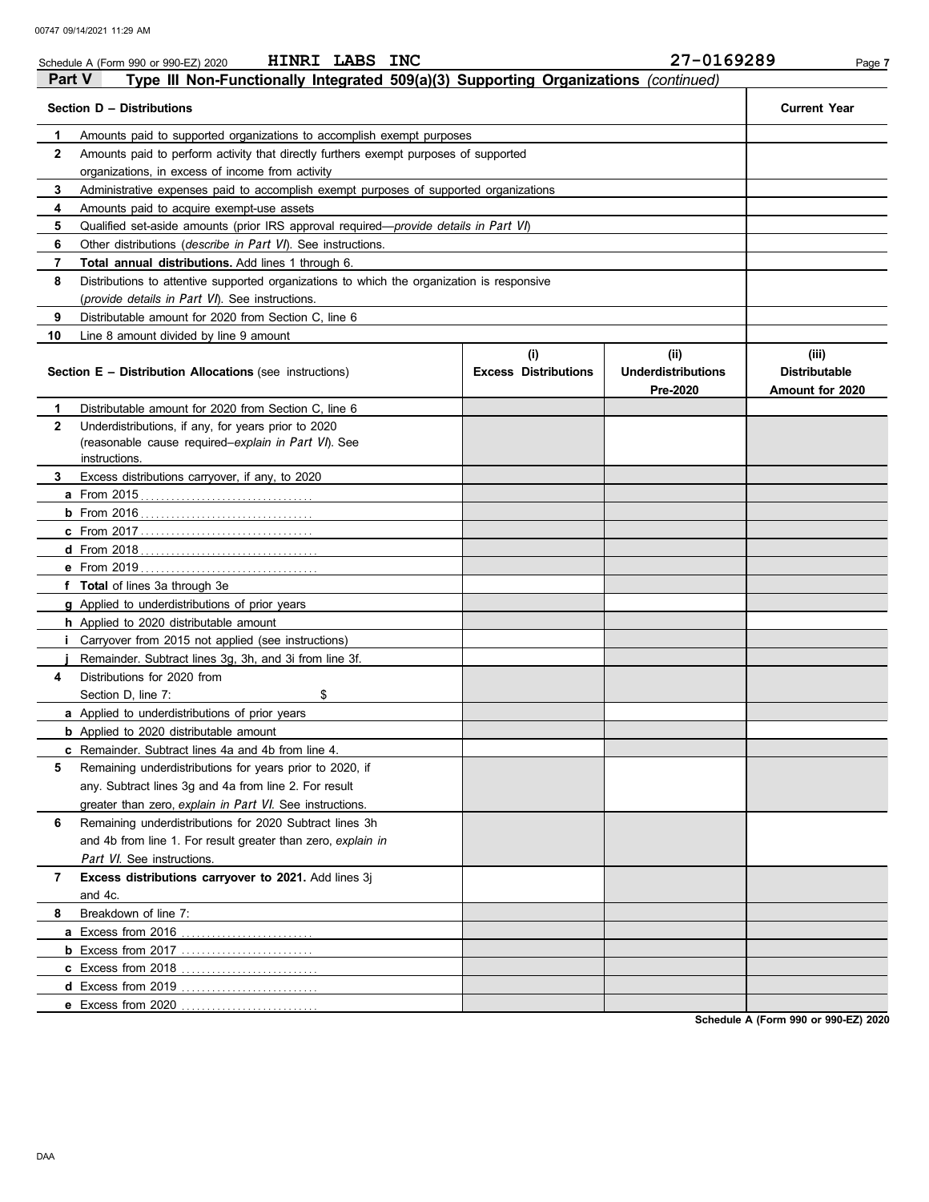Schedule A (Form 990 or 990-EZ) 2020 HINRI LABS INC 27-0169289

## Part V Type III Non-Functionally Integrated 509(a)(3) Supporting Organizations *(continued)*

| | Section D – Distributions | Current Year |
|---|---|---|
| 1 | Amounts paid to supported organizations to accomplish exempt purposes | |
| 2 | Amounts paid to perform activity that directly furthers exempt purposes of supported organizations, in excess of income from activity | |
| 3 | Administrative expenses paid to accomplish exempt purposes of supported organizations | |
| 4 | Amounts paid to acquire exempt-use assets | |
| 5 | Qualified set-aside amounts (prior IRS approval required—*provide details in Part VI*) | |
| 6 | Other distributions (*describe in Part VI*). See instructions. | |
| 7 | **Total annual distributions.** Add lines 1 through 6. | |
| 8 | Distributions to attentive supported organizations to which the organization is responsive (*provide details in Part VI*). See instructions. | |
| 9 | Distributable amount for 2020 from Section C, line 6 | |
| 10 | Line 8 amount divided by line 9 amount | |

| | Section E – Distribution Allocations (see instructions) | (i) Excess Distributions | (ii) Underdistributions Pre-2020 | (iii) Distributable Amount for 2020 |
|---|---|---|---|---|
| 1 | Distributable amount for 2020 from Section C, line 6 | | | |
| 2 | Underdistributions, if any, for years prior to 2020 (reasonable cause required–*explain in Part VI*). See instructions. | | | |
| 3 | Excess distributions carryover, if any, to 2020 | | | |
| a | From 2015 | | | |
| b | From 2016 | | | |
| c | From 2017 | | | |
| d | From 2018 | | | |
| e | From 2019 | | | |
| f | **Total** of lines 3a through 3e | | | |
| g | Applied to underdistributions of prior years | | | |
| h | Applied to 2020 distributable amount | | | |
| i | Carryover from 2015 not applied (see instructions) | | | |
| j | Remainder. Subtract lines 3g, 3h, and 3i from line 3f. | | | |
| 4 | Distributions for 2020 from Section D, line 7: $ | | | |
| a | Applied to underdistributions of prior years | | | |
| b | Applied to 2020 distributable amount | | | |
| c | Remainder. Subtract lines 4a and 4b from line 4. | | | |
| 5 | Remaining underdistributions for years prior to 2020, if any. Subtract lines 3g and 4a from line 2. For result greater than zero, *explain in Part VI*. See instructions. | | | |
| 6 | Remaining underdistributions for 2020 Subtract lines 3h and 4b from line 1. For result greater than zero, *explain in Part VI*. See instructions. | | | |
| 7 | **Excess distributions carryover to 2021.** Add lines 3j and 4c. | | | |
| 8 | Breakdown of line 7: | | | |
| a | Excess from 2016 | | | |
| b | Excess from 2017 | | | |
| c | Excess from 2018 | | | |
| d | Excess from 2019 | | | |
| e | Excess from 2020 | | | |

**Schedule A (Form 990 or 990-EZ) 2020**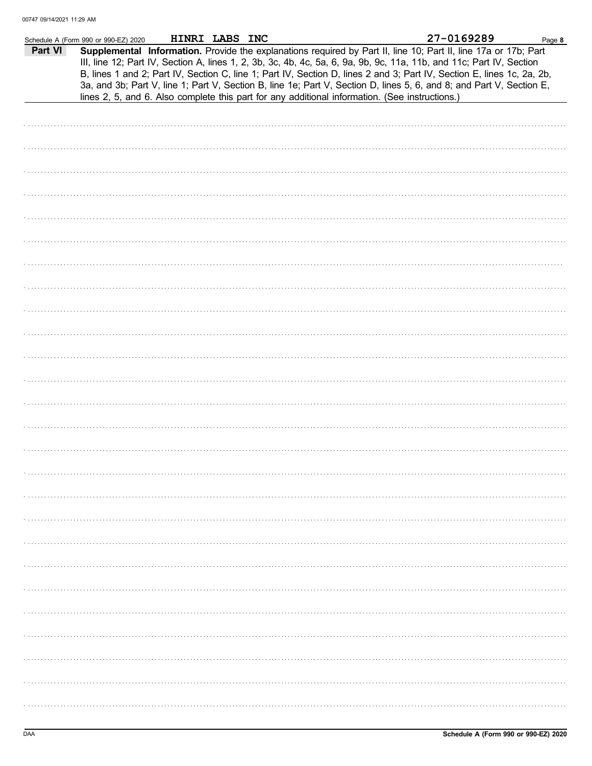Schedule A (Form 990 or 990-EZ) 2020 HINRI LABS INC 27-0169289

**Part VI** **Supplemental Information.** Provide the explanations required by Part II, line 10; Part II, line 17a or 17b; Part III, line 12; Part IV, Section A, lines 1, 2, 3b, 3c, 4b, 4c, 5a, 6, 9a, 9b, 9c, 11a, 11b, and 11c; Part IV, Section B, lines 1 and 2; Part IV, Section C, line 1; Part IV, Section D, lines 2 and 3; Part IV, Section E, lines 1c, 2a, 2b, 3a, and 3b; Part V, line 1; Part V, Section B, line 1e; Part V, Section D, lines 5, 6, and 8; and Part V, Section E, lines 2, 5, and 6. Also complete this part for any additional information. (See instructions.)

Schedule A (Form 990 or 990-EZ) 2020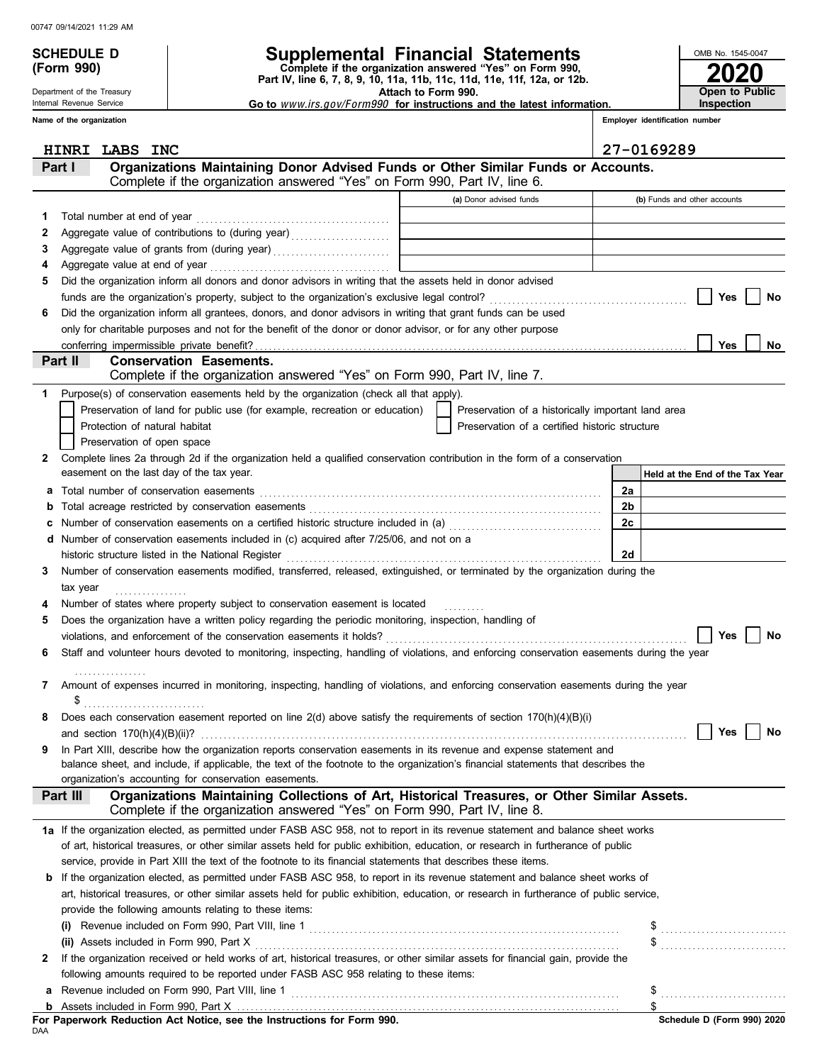00747 09/14/2021 11:29 AM

**SCHEDULE D (Form 990)**

Department of the Treasury
Internal Revenue Service

# Supplemental Financial Statements

**Complete if the organization answered "Yes" on Form 990, Part IV, line 6, 7, 8, 9, 10, 11a, 11b, 11c, 11d, 11e, 11f, 12a, or 12b.**
**Attach to Form 990.**
**Go to *www.irs.gov/Form990* for instructions and the latest information.**

OMB No. 1545-0047

**2020**

**Open to Public Inspection**

**Name of the organization**: HINRI LABS INC

**Employer identification number**: 27-0169289

## Part I Organizations Maintaining Donor Advised Funds or Other Similar Funds or Accounts.

Complete if the organization answered "Yes" on Form 990, Part IV, line 6.

| | | (a) Donor advised funds | (b) Funds and other accounts |
|---|---|---|---|
| 1 | Total number at end of year | | |
| 2 | Aggregate value of contributions to (during year) | | |
| 3 | Aggregate value of grants from (during year) | | |
| 4 | Aggregate value at end of year | | |

5 Did the organization inform all donors and donor advisors in writing that the assets held in donor advised funds are the organization's property, subject to the organization's exclusive legal control? ☐ Yes ☐ No

6 Did the organization inform all grantees, donors, and donor advisors in writing that grant funds can be used only for charitable purposes and not for the benefit of the donor or donor advisor, or for any other purpose conferring impermissible private benefit? ☐ Yes ☐ No

## Part II Conservation Easements.

Complete if the organization answered "Yes" on Form 990, Part IV, line 7.

1 Purpose(s) of conservation easements held by the organization (check all that apply).

- ☐ Preservation of land for public use (for example, recreation or education)
- ☐ Preservation of a historically important land area
- ☐ Protection of natural habitat
- ☐ Preservation of a certified historic structure
- ☐ Preservation of open space

2 Complete lines 2a through 2d if the organization held a qualified conservation contribution in the form of a conservation easement on the last day of the tax year.

| | | | Held at the End of the Tax Year |
|---|---|---|---|
| a | Total number of conservation easements | 2a | |
| b | Total acreage restricted by conservation easements | 2b | |
| c | Number of conservation easements on a certified historic structure included in (a) | 2c | |
| d | Number of conservation easements included in (c) acquired after 7/25/06, and not on a historic structure listed in the National Register | 2d | |

3 Number of conservation easements modified, transferred, released, extinguished, or terminated by the organization during the tax year

4 Number of states where property subject to conservation easement is located

5 Does the organization have a written policy regarding the periodic monitoring, inspection, handling of violations, and enforcement of the conservation easements it holds? ☐ Yes ☐ No

6 Staff and volunteer hours devoted to monitoring, inspecting, handling of violations, and enforcing conservation easements during the year

7 Amount of expenses incurred in monitoring, inspecting, handling of violations, and enforcing conservation easements during the year
$

8 Does each conservation easement reported on line 2(d) above satisfy the requirements of section 170(h)(4)(B)(i) and section 170(h)(4)(B)(ii)? ☐ Yes ☐ No

9 In Part XIII, describe how the organization reports conservation easements in its revenue and expense statement and balance sheet, and include, if applicable, the text of the footnote to the organization's financial statements that describes the organization's accounting for conservation easements.

## Part III Organizations Maintaining Collections of Art, Historical Treasures, or Other Similar Assets.

Complete if the organization answered "Yes" on Form 990, Part IV, line 8.

1a If the organization elected, as permitted under FASB ASC 958, not to report in its revenue statement and balance sheet works of art, historical treasures, or other similar assets held for public exhibition, education, or research in furtherance of public service, provide in Part XIII the text of the footnote to its financial statements that describes these items.

b If the organization elected, as permitted under FASB ASC 958, to report in its revenue statement and balance sheet works of art, historical treasures, or other similar assets held for public exhibition, education, or research in furtherance of public service, provide the following amounts relating to these items:

(i) Revenue included on Form 990, Part VIII, line 1 $

(ii) Assets included in Form 990, Part X $

2 If the organization received or held works of art, historical treasures, or other similar assets for financial gain, provide the following amounts required to be reported under FASB ASC 958 relating to these items:

a Revenue included on Form 990, Part VIII, line 1 $

b Assets included in Form 990, Part X $

**For Paperwork Reduction Act Notice, see the Instructions for Form 990.**

DAA

**Schedule D (Form 990) 2020**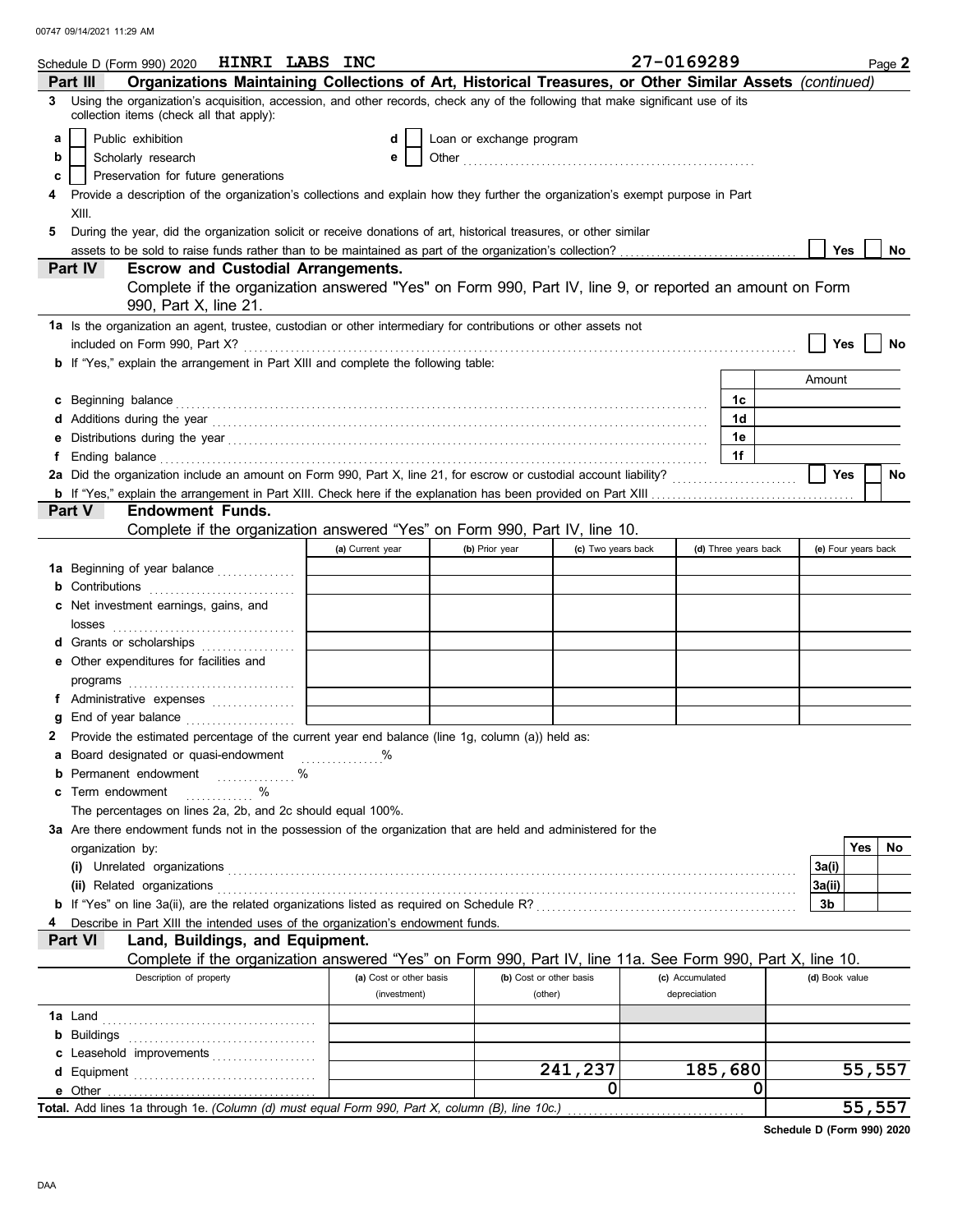Schedule D (Form 990) 2020 HINRI LABS INC 27-0169289 Page 2

## Part III Organizations Maintaining Collections of Art, Historical Treasures, or Other Similar Assets *(continued)*

**3** Using the organization's acquisition, accession, and other records, check any of the following that make significant use of its collection items (check all that apply):

- **a** ☐ Public exhibition
- **b** ☐ Scholarly research
- **c** ☐ Preservation for future generations
- **d** ☐ Loan or exchange program
- **e** ☐ Other

**4** Provide a description of the organization's collections and explain how they further the organization's exempt purpose in Part XIII.

**5** During the year, did the organization solicit or receive donations of art, historical treasures, or other similar assets to be sold to raise funds rather than to be maintained as part of the organization's collection? ☐ Yes ☐ No

## Part IV Escrow and Custodial Arrangements.

Complete if the organization answered "Yes" on Form 990, Part IV, line 9, or reported an amount on Form 990, Part X, line 21.

**1a** Is the organization an agent, trustee, custodian or other intermediary for contributions or other assets not included on Form 990, Part X? ☐ Yes ☐ No

**b** If "Yes," explain the arrangement in Part XIII and complete the following table:

| | | Amount |
|---|---|---|
| **c** Beginning balance | 1c | |
| **d** Additions during the year | 1d | |
| **e** Distributions during the year | 1e | |
| **f** Ending balance | 1f | |

**2a** Did the organization include an amount on Form 990, Part X, line 21, for escrow or custodial account liability? ☐ Yes ☐ No

**b** If "Yes," explain the arrangement in Part XIII. Check here if the explanation has been provided on Part XIII ☐

## Part V Endowment Funds.

Complete if the organization answered "Yes" on Form 990, Part IV, line 10.

| | (a) Current year | (b) Prior year | (c) Two years back | (d) Three years back | (e) Four years back |
|---|---|---|---|---|---|
| **1a** Beginning of year balance | | | | | |
| **b** Contributions | | | | | |
| **c** Net investment earnings, gains, and losses | | | | | |
| **d** Grants or scholarships | | | | | |
| **e** Other expenditures for facilities and programs | | | | | |
| **f** Administrative expenses | | | | | |
| **g** End of year balance | | | | | |

**2** Provide the estimated percentage of the current year end balance (line 1g, column (a)) held as:

- **a** Board designated or quasi-endowment ______ %
- **b** Permanent endowment ______ %
- **c** Term endowment ______ %

The percentages on lines 2a, 2b, and 2c should equal 100%.

**3a** Are there endowment funds not in the possession of the organization that are held and administered for the organization by:

| | | Yes | No |
|---|---|---|---|
| (i) Unrelated organizations | 3a(i) | | |
| (ii) Related organizations | 3a(ii) | | |
| **b** If "Yes" on line 3a(ii), are the related organizations listed as required on Schedule R? | 3b | | |

**4** Describe in Part XIII the intended uses of the organization's endowment funds.

## Part VI Land, Buildings, and Equipment.

Complete if the organization answered "Yes" on Form 990, Part IV, line 11a. See Form 990, Part X, line 10.

| Description of property | (a) Cost or other basis (investment) | (b) Cost or other basis (other) | (c) Accumulated depreciation | (d) Book value |
|---|---|---|---|---|
| **1a** Land | | | | |
| **b** Buildings | | | | |
| **c** Leasehold improvements | | | | |
| **d** Equipment | | 241,237 | 185,680 | 55,557 |
| **e** Other | | 0 | 0 | |
| **Total.** Add lines 1a through 1e. *(Column (d) must equal Form 990, Part X, column (B), line 10c.)* | | | | 55,557 |

Schedule D (Form 990) 2020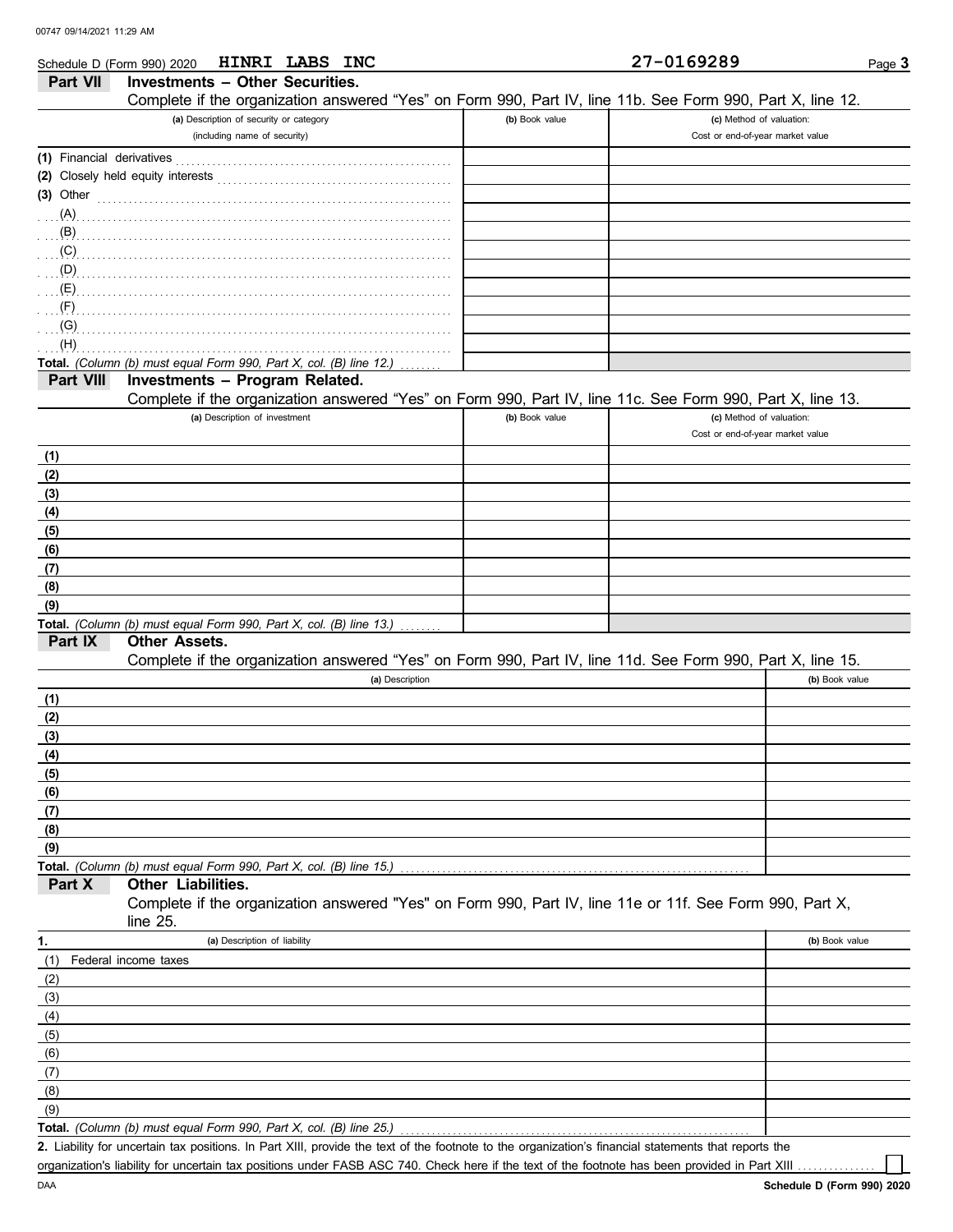Schedule D (Form 990) 2020 HINRI LABS INC 27-0169289 Page **3**

## Part VII Investments – Other Securities.

Complete if the organization answered "Yes" on Form 990, Part IV, line 11b. See Form 990, Part X, line 12.

| (a) Description of security or category (including name of security) | (b) Book value | (c) Method of valuation: Cost or end-of-year market value |
|---|---|---|
| (1) Financial derivatives | | |
| (2) Closely held equity interests | | |
| (3) Other | | |
| (A) | | |
| (B) | | |
| (C) | | |
| (D) | | |
| (E) | | |
| (F) | | |
| (G) | | |
| (H) | | |
| **Total.** *(Column (b) must equal Form 990, Part X, col. (B) line 12.)* | | |

## Part VIII Investments – Program Related.

Complete if the organization answered "Yes" on Form 990, Part IV, line 11c. See Form 990, Part X, line 13.

| (a) Description of investment | (b) Book value | (c) Method of valuation: Cost or end-of-year market value |
|---|---|---|
| (1) | | |
| (2) | | |
| (3) | | |
| (4) | | |
| (5) | | |
| (6) | | |
| (7) | | |
| (8) | | |
| (9) | | |
| **Total.** *(Column (b) must equal Form 990, Part X, col. (B) line 13.)* | | |

## Part IX Other Assets.

Complete if the organization answered "Yes" on Form 990, Part IV, line 11d. See Form 990, Part X, line 15.

| (a) Description | (b) Book value |
|---|---|
| (1) | |
| (2) | |
| (3) | |
| (4) | |
| (5) | |
| (6) | |
| (7) | |
| (8) | |
| (9) | |
| **Total.** *(Column (b) must equal Form 990, Part X, col. (B) line 15.)* | |

## Part X Other Liabilities.

Complete if the organization answered "Yes" on Form 990, Part IV, line 11e or 11f. See Form 990, Part X, line 25.

| 1. (a) Description of liability | (b) Book value |
|---|---|
| (1) Federal income taxes | |
| (2) | |
| (3) | |
| (4) | |
| (5) | |
| (6) | |
| (7) | |
| (8) | |
| (9) | |
| **Total.** *(Column (b) must equal Form 990, Part X, col. (B) line 25.)* | |

**2.** Liability for uncertain tax positions. In Part XIII, provide the text of the footnote to the organization's financial statements that reports the organization's liability for uncertain tax positions under FASB ASC 740. Check here if the text of the footnote has been provided in Part XIII ☐

DAA **Schedule D (Form 990) 2020**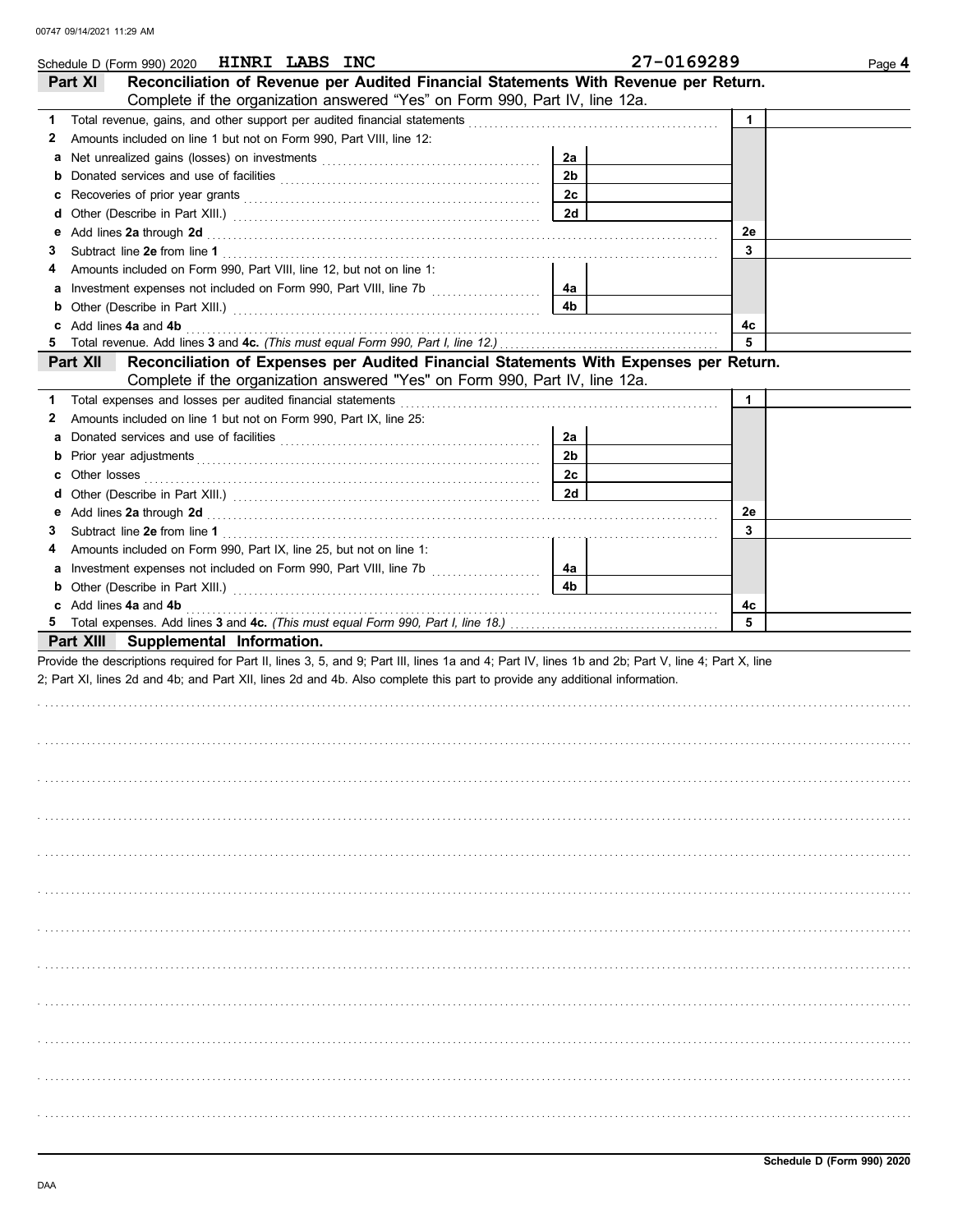00747 09/14/2021 11:29 AM

Schedule D (Form 990) 2020 HINRI LABS INC 27-0169289 Page **4**

**Part XI Reconciliation of Revenue per Audited Financial Statements With Revenue per Return.** Complete if the organization answered "Yes" on Form 990, Part IV, line 12a.

| | | | | | |
|---|---|---|---|---|---|
| **1** | Total revenue, gains, and other support per audited financial statements | | | 1 | |
| **2** | Amounts included on line 1 but not on Form 990, Part VIII, line 12: | | | | |
| **a** | Net unrealized gains (losses) on investments | 2a | | | |
| **b** | Donated services and use of facilities | 2b | | | |
| **c** | Recoveries of prior year grants | 2c | | | |
| **d** | Other (Describe in Part XIII.) | 2d | | | |
| **e** | Add lines **2a** through **2d** | | | 2e | |
| **3** | Subtract line **2e** from line **1** | | | 3 | |
| **4** | Amounts included on Form 990, Part VIII, line 12, but not on line 1: | | | | |
| **a** | Investment expenses not included on Form 990, Part VIII, line 7b | 4a | | | |
| **b** | Other (Describe in Part XIII.) | 4b | | | |
| **c** | Add lines **4a** and **4b** | | | 4c | |
| **5** | Total revenue. Add lines **3** and **4c.** *(This must equal Form 990, Part I, line 12.)* | | | 5 | |

**Part XII Reconciliation of Expenses per Audited Financial Statements With Expenses per Return.** Complete if the organization answered "Yes" on Form 990, Part IV, line 12a.

| | | | | | |
|---|---|---|---|---|---|
| **1** | Total expenses and losses per audited financial statements | | | 1 | |
| **2** | Amounts included on line 1 but not on Form 990, Part IX, line 25: | | | | |
| **a** | Donated services and use of facilities | 2a | | | |
| **b** | Prior year adjustments | 2b | | | |
| **c** | Other losses | 2c | | | |
| **d** | Other (Describe in Part XIII.) | 2d | | | |
| **e** | Add lines **2a** through **2d** | | | 2e | |
| **3** | Subtract line **2e** from line **1** | | | 3 | |
| **4** | Amounts included on Form 990, Part IX, line 25, but not on line 1: | | | | |
| **a** | Investment expenses not included on Form 990, Part VIII, line 7b | 4a | | | |
| **b** | Other (Describe in Part XIII.) | 4b | | | |
| **c** | Add lines **4a** and **4b** | | | 4c | |
| **5** | Total expenses. Add lines **3** and **4c.** *(This must equal Form 990, Part I, line 18.)* | | | 5 | |

**Part XIII Supplemental Information.**

Provide the descriptions required for Part II, lines 3, 5, and 9; Part III, lines 1a and 4; Part IV, lines 1b and 2b; Part V, line 4; Part X, line 2; Part XI, lines 2d and 4b; and Part XII, lines 2d and 4b. Also complete this part to provide any additional information.

**Schedule D (Form 990) 2020**

DAA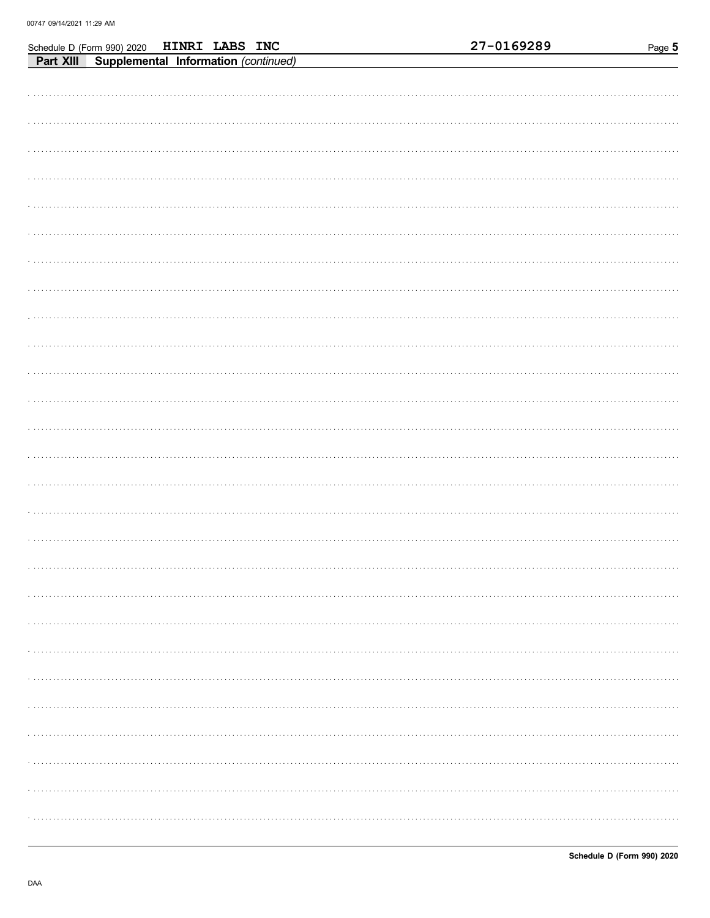Schedule D (Form 990) 2020 HINRI LABS INC 27-0169289

**Part XIII Supplemental Information** *(continued)*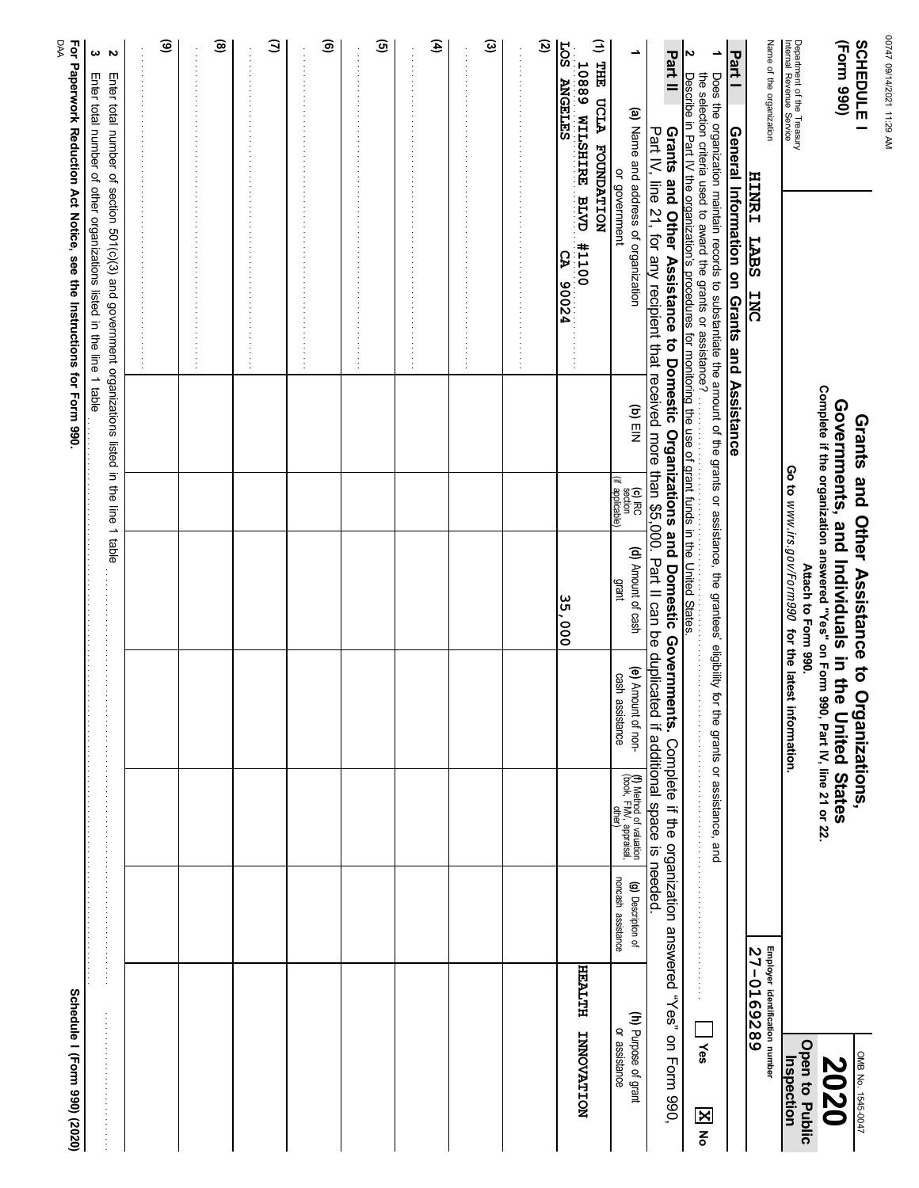00747 09/14/2021 11:29 AM

**SCHEDULE I**
**(Form 990)**

Department of the Treasury
Internal Revenue Service

# Grants and Other Assistance to Organizations, Governments, and Individuals in the United States

**Complete if the organization answered "Yes" on Form 990, Part IV, line 21 or 22.**
**Attach to Form 990.**
Go to *www.irs.gov/Form990* for the latest information.

OMB No. 1545-0047

**2020**

**Open to Public Inspection**

Name of the organization: HINRI LABS INC

Employer identification number: 27-0169289

## Part I — General Information on Grants and Assistance

1 Does the organization maintain records to substantiate the amount of the grants or assistance, the grantees' eligibility for the grants or assistance, and the selection criteria used to award the grants or assistance? ☐ Yes ☒ No

2 Describe in Part IV the organization's procedures for monitoring the use of grant funds in the United States.

## Part II — Grants and Other Assistance to Domestic Organizations and Domestic Governments.

Complete if the organization answered "Yes" on Form 990, Part IV, line 21, for any recipient that received more than $5,000. Part II can be duplicated if additional space is needed.

| 1 (a) Name and address of organization or government | (b) EIN | (c) IRC section (if applicable) | (d) Amount of cash grant | (e) Amount of non-cash assistance | (f) Method of valuation (book, FMV, appraisal, other) | (g) Description of noncash assistance | (h) Purpose of grant or assistance |
|---|---|---|---|---|---|---|---|
| (1) THE UCLA FOUNDATION<br>10889 WILSHIRE BLVD #1100<br>LOS ANGELES CA 90024 | | | 35,000 | | | | HEALTH INNOVATION |
| (2) | | | | | | | |
| (3) | | | | | | | |
| (4) | | | | | | | |
| (5) | | | | | | | |
| (6) | | | | | | | |
| (7) | | | | | | | |
| (8) | | | | | | | |
| (9) | | | | | | | |

2 Enter total number of section 501(c)(3) and government organizations listed in the line 1 table

3 Enter total number of other organizations listed in the line 1 table

**For Paperwork Reduction Act Notice, see the Instructions for Form 990.**

DAA

**Schedule I (Form 990) (2020)**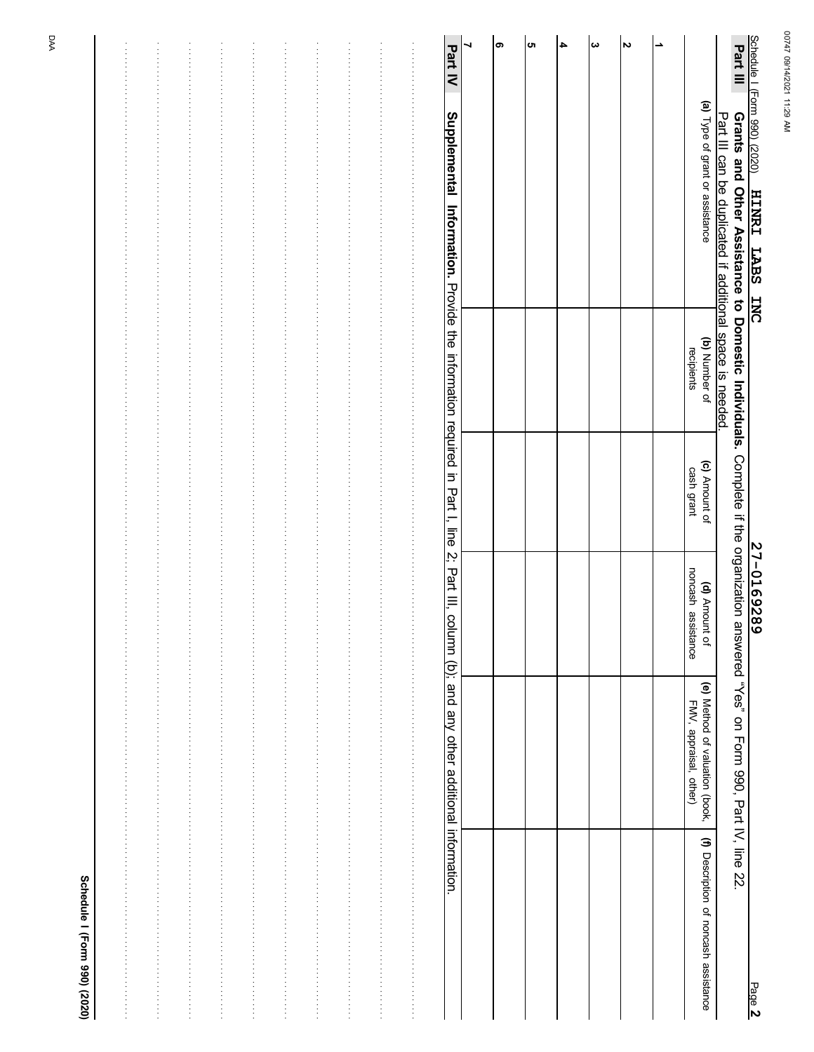Schedule I (Form 990) (2020) HINRI LABS INC 27-0169289

## Part III Grants and Other Assistance to Domestic Individuals.

Complete if the organization answered "Yes" on Form 990, Part IV, line 22. Part III can be duplicated if additional space is needed.

| | (a) Type of grant or assistance | (b) Number of recipients | (c) Amount of cash grant | (d) Amount of noncash assistance | (e) Method of valuation (book, FMV, appraisal, other) | (f) Description of noncash assistance |
|---|---|---|---|---|---|---|
| 1 | | | | | | |
| 2 | | | | | | |
| 3 | | | | | | |
| 4 | | | | | | |
| 5 | | | | | | |
| 6 | | | | | | |
| 7 | | | | | | |

## Part IV Supplemental Information.

Provide the information required in Part I, line 2; Part III, column (b); and any other additional information.

Schedule I (Form 990) (2020)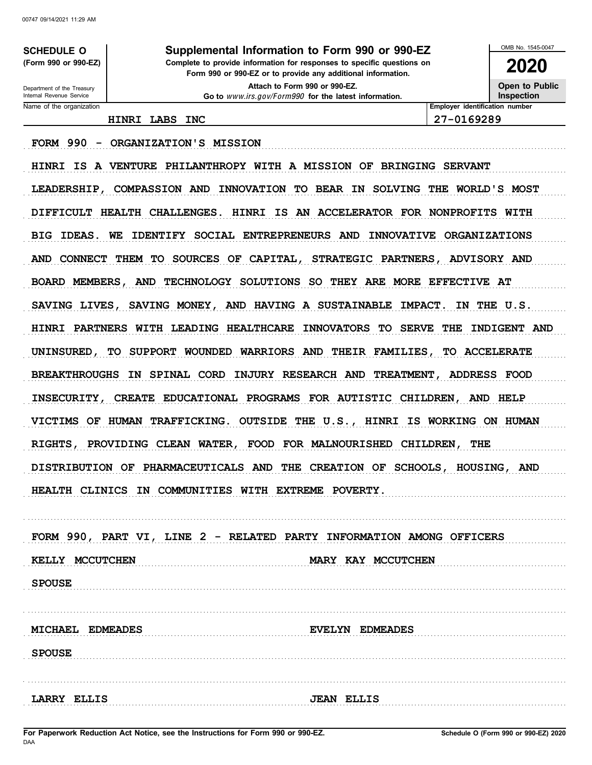**SCHEDULE O**
**(Form 990 or 990-EZ)**

Department of the Treasury
Internal Revenue Service

# Supplemental Information to Form 990 or 990-EZ

**Complete to provide information for responses to specific questions on Form 990 or 990-EZ or to provide any additional information.**

**Attach to Form 990 or 990-EZ.**

**Go to** *www.irs.gov/Form990* **for the latest information.**

OMB No. 1545-0047

**2020**

**Open to Public Inspection**

| Name of the organization | Employer identification number |
|---|---|
| HINRI LABS INC | 27-0169289 |

FORM 990 - ORGANIZATION'S MISSION

HINRI IS A VENTURE PHILANTHROPY WITH A MISSION OF BRINGING SERVANT LEADERSHIP, COMPASSION AND INNOVATION TO BEAR IN SOLVING THE WORLD'S MOST DIFFICULT HEALTH CHALLENGES. HINRI IS AN ACCELERATOR FOR NONPROFITS WITH BIG IDEAS. WE IDENTIFY SOCIAL ENTREPRENEURS AND INNOVATIVE ORGANIZATIONS AND CONNECT THEM TO SOURCES OF CAPITAL, STRATEGIC PARTNERS, ADVISORY AND BOARD MEMBERS, AND TECHNOLOGY SOLUTIONS SO THEY ARE MORE EFFECTIVE AT SAVING LIVES, SAVING MONEY, AND HAVING A SUSTAINABLE IMPACT. IN THE U.S. HINRI PARTNERS WITH LEADING HEALTHCARE INNOVATORS TO SERVE THE INDIGENT AND UNINSURED, TO SUPPORT WOUNDED WARRIORS AND THEIR FAMILIES, TO ACCELERATE BREAKTHROUGHS IN SPINAL CORD INJURY RESEARCH AND TREATMENT, ADDRESS FOOD INSECURITY, CREATE EDUCATIONAL PROGRAMS FOR AUTISTIC CHILDREN, AND HELP VICTIMS OF HUMAN TRAFFICKING. OUTSIDE THE U.S., HINRI IS WORKING ON HUMAN RIGHTS, PROVIDING CLEAN WATER, FOOD FOR MALNOURISHED CHILDREN, THE DISTRIBUTION OF PHARMACEUTICALS AND THE CREATION OF SCHOOLS, HOUSING, AND HEALTH CLINICS IN COMMUNITIES WITH EXTREME POVERTY.

FORM 990, PART VI, LINE 2 - RELATED PARTY INFORMATION AMONG OFFICERS

KELLY MCCUTCHEN — MARY KAY MCCUTCHEN

SPOUSE

MICHAEL EDMEADES — EVELYN EDMEADES

SPOUSE

LARRY ELLIS — JEAN ELLIS

For Paperwork Reduction Act Notice, see the Instructions for Form 990 or 990-EZ.

Schedule O (Form 990 or 990-EZ) 2020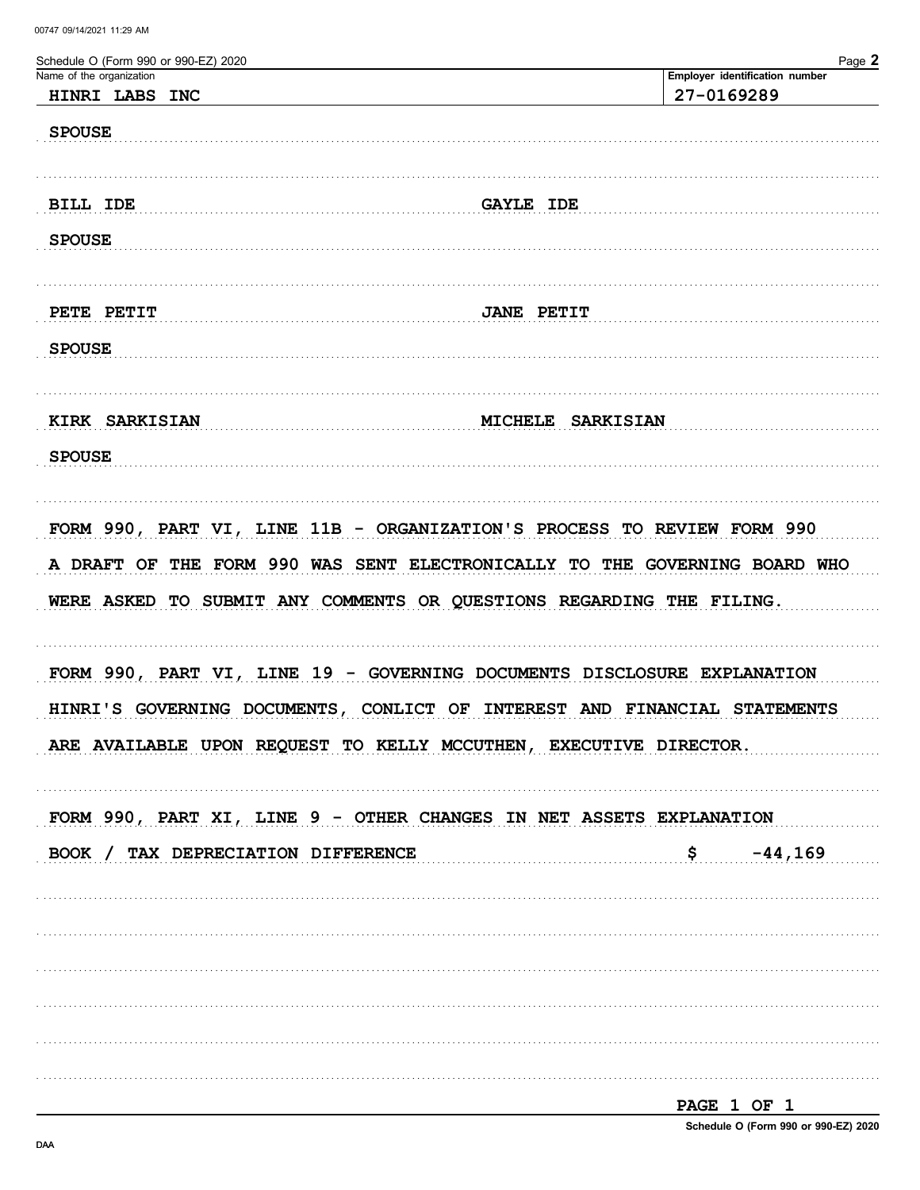Schedule O (Form 990 or 990-EZ) 2020

| Name of the organization | Employer identification number |
| --- | --- |
| HINRI LABS INC | 27-0169289 |

SPOUSE

| | |
| --- | --- |
| BILL IDE | GAYLE IDE |

SPOUSE

| | |
| --- | --- |
| PETE PETIT | JANE PETIT |

SPOUSE

| | |
| --- | --- |
| KIRK SARKISIAN | MICHELE SARKISIAN |

SPOUSE

FORM 990, PART VI, LINE 11B - ORGANIZATION'S PROCESS TO REVIEW FORM 990

A DRAFT OF THE FORM 990 WAS SENT ELECTRONICALLY TO THE GOVERNING BOARD WHO WERE ASKED TO SUBMIT ANY COMMENTS OR QUESTIONS REGARDING THE FILING.

FORM 990, PART VI, LINE 19 - GOVERNING DOCUMENTS DISCLOSURE EXPLANATION

HINRI'S GOVERNING DOCUMENTS, CONLICT OF INTEREST AND FINANCIAL STATEMENTS ARE AVAILABLE UPON REQUEST TO KELLY MCCUTHEN, EXECUTIVE DIRECTOR.

FORM 990, PART XI, LINE 9 - OTHER CHANGES IN NET ASSETS EXPLANATION

| | |
| --- | --- |
| BOOK / TAX DEPRECIATION DIFFERENCE | $ -44,169 |

Schedule O (Form 990 or 990-EZ) 2020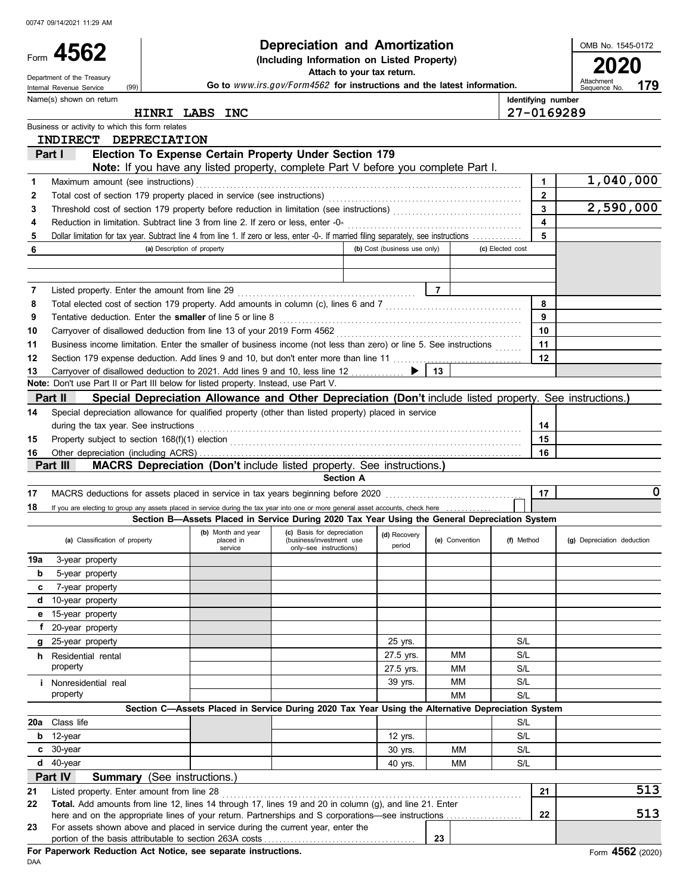00747 09/14/2021 11:29 AM

# Form 4562 — Depreciation and Amortization

**(Including Information on Listed Property)**

**Attach to your tax return.**

Department of the Treasury
Internal Revenue Service (99)

**Go to** *www.irs.gov/Form4562* **for instructions and the latest information.**

OMB No. 1545-0172

**2020**

Attachment Sequence No. **179**

Name(s) shown on return: **HINRI LABS INC**

Identifying number: **27-0169289**

Business or activity to which this form relates: **INDIRECT DEPRECIATION**

## Part I — Election To Expense Certain Property Under Section 179

**Note:** If you have any listed property, complete Part V before you complete Part I.

| Line | Description | Line | Amount |
|---|---|---|---|
| 1 | Maximum amount (see instructions) | 1 | 1,040,000 |
| 2 | Total cost of section 179 property placed in service (see instructions) | 2 | |
| 3 | Threshold cost of section 179 property before reduction in limitation (see instructions) | 3 | 2,590,000 |
| 4 | Reduction in limitation. Subtract line 3 from line 2. If zero or less, enter -0- | 4 | |
| 5 | Dollar limitation for tax year. Subtract line 4 from line 1. If zero or less, enter -0-. If married filing separately, see instructions | 5 | |

| 6 | (a) Description of property | (b) Cost (business use only) | (c) Elected cost |
|---|---|---|---|
| | | | |
| | | | |

| Line | Description | Line | Amount |
|---|---|---|---|
| 7 | Listed property. Enter the amount from line 29 | 7 | |
| 8 | Total elected cost of section 179 property. Add amounts in column (c), lines 6 and 7 | 8 | |
| 9 | Tentative deduction. Enter the **smaller** of line 5 or line 8 | 9 | |
| 10 | Carryover of disallowed deduction from line 13 of your 2019 Form 4562 | 10 | |
| 11 | Business income limitation. Enter the smaller of business income (not less than zero) or line 5. See instructions | 11 | |
| 12 | Section 179 expense deduction. Add lines 9 and 10, but don't enter more than line 11 | 12 | |
| 13 | Carryover of disallowed deduction to 2021. Add lines 9 and 10, less line 12 | 13 | |

**Note:** Don't use Part II or Part III below for listed property. Instead, use Part V.

## Part II — Special Depreciation Allowance and Other Depreciation (Don't include listed property. See instructions.)

| Line | Description | Line | Amount |
|---|---|---|---|
| 14 | Special depreciation allowance for qualified property (other than listed property) placed in service during the tax year. See instructions | 14 | |
| 15 | Property subject to section 168(f)(1) election | 15 | |
| 16 | Other depreciation (including ACRS) | 16 | |

## Part III — MACRS Depreciation (Don't include listed property. See instructions.)

### Section A

| Line | Description | Line | Amount |
|---|---|---|---|
| 17 | MACRS deductions for assets placed in service in tax years beginning before 2020 | 17 | 0 |
| 18 | If you are electing to group any assets placed in service during the tax year into one or more general asset accounts, check here | | |

### Section B—Assets Placed in Service During 2020 Tax Year Using the General Depreciation System

| | (a) Classification of property | (b) Month and year placed in service | (c) Basis for depreciation (business/investment use only–see instructions) | (d) Recovery period | (e) Convention | (f) Method | (g) Depreciation deduction |
|---|---|---|---|---|---|---|---|
| 19a | 3-year property | | | | | | |
| b | 5-year property | | | | | | |
| c | 7-year property | | | | | | |
| d | 10-year property | | | | | | |
| e | 15-year property | | | | | | |
| f | 20-year property | | | | | | |
| g | 25-year property | | | 25 yrs. | | S/L | |
| h | Residential rental property | | | 27.5 yrs. | MM | S/L | |
| | | | | 27.5 yrs. | MM | S/L | |
| i | Nonresidential real property | | | 39 yrs. | MM | S/L | |
| | | | | | MM | S/L | |

### Section C—Assets Placed in Service During 2020 Tax Year Using the Alternative Depreciation System

| | (a) Classification of property | (b) Month and year placed in service | (c) Basis for depreciation | (d) Recovery period | (e) Convention | (f) Method | (g) Depreciation deduction |
|---|---|---|---|---|---|---|---|
| 20a | Class life | | | | | S/L | |
| b | 12-year | | | 12 yrs. | | S/L | |
| c | 30-year | | | 30 yrs. | MM | S/L | |
| d | 40-year | | | 40 yrs. | MM | S/L | |

## Part IV — Summary (See instructions.)

| Line | Description | Line | Amount |
|---|---|---|---|
| 21 | Listed property. Enter amount from line 28 | 21 | 513 |
| 22 | **Total.** Add amounts from line 12, lines 14 through 17, lines 19 and 20 in column (g), and line 21. Enter here and on the appropriate lines of your return. Partnerships and S corporations—see instructions | 22 | 513 |
| 23 | For assets shown above and placed in service during the current year, enter the portion of the basis attributable to section 263A costs | 23 | |

**For Paperwork Reduction Act Notice, see separate instructions.**

DAA

Form **4562** (2020)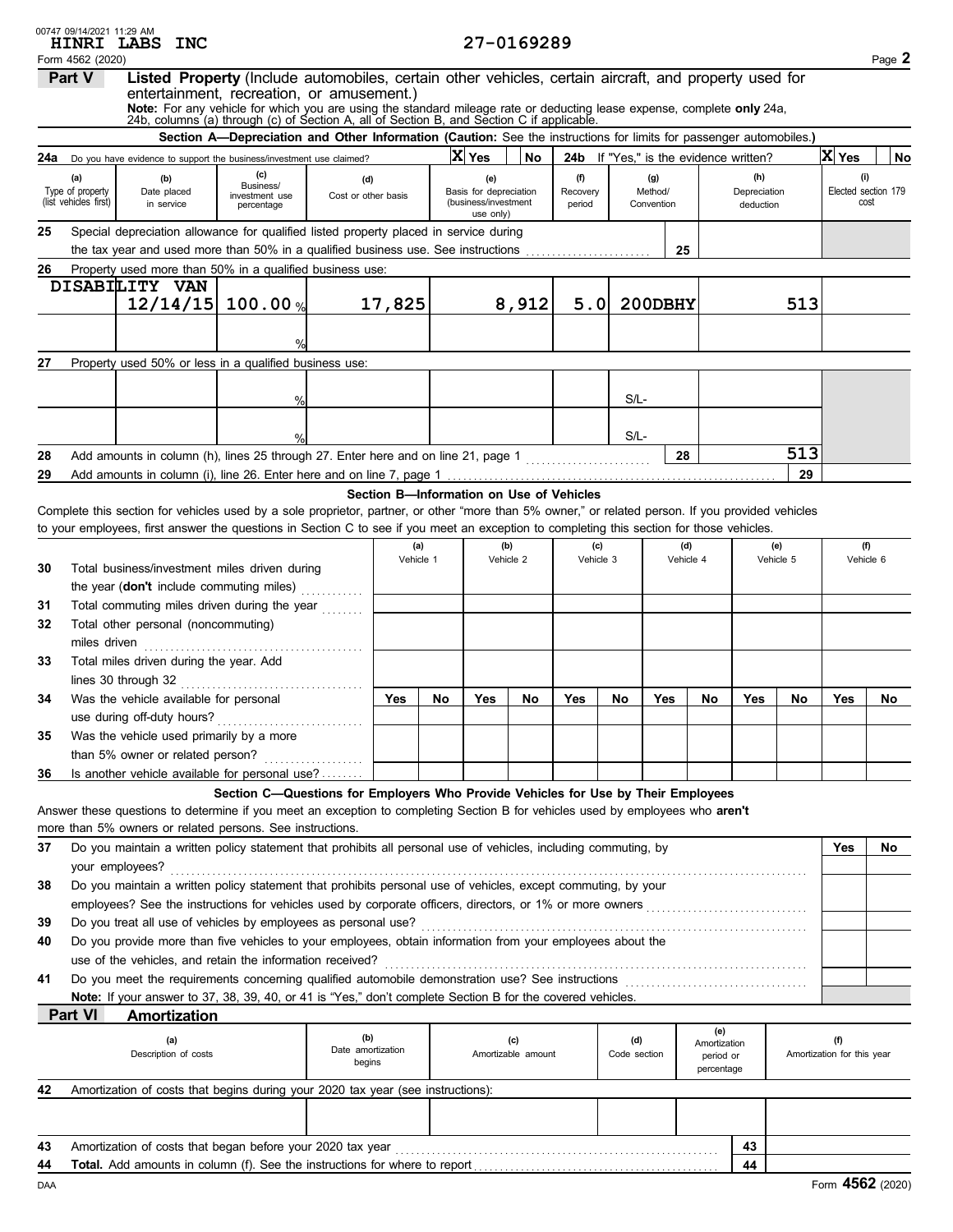00747 09/14/2021 11:29 AM

**HINRI LABS INC** 27-0169289

Form 4562 (2020) Page **2**

## Part V Listed Property (Include automobiles, certain other vehicles, certain aircraft, and property used for entertainment, recreation, or amusement.)

**Note:** For any vehicle for which you are using the standard mileage rate or deducting lease expense, complete **only** 24a, 24b, columns (a) through (c) of Section A, all of Section B, and Section C if applicable.

### Section A—Depreciation and Other Information (Caution: See the instructions for limits for passenger automobiles.)

**24a** Do you have evidence to support the business/investment use claimed? **X** Yes No **24b** If "Yes," is the evidence written? **X** Yes No

| (a) Type of property (list vehicles first) | (b) Date placed in service | (c) Business/ investment use percentage | (d) Cost or other basis | (e) Basis for depreciation (business/investment use only) | (f) Recovery period | (g) Method/ Convention | (h) Depreciation deduction | (i) Elected section 179 cost |
|---|---|---|---|---|---|---|---|---|
| **25** Special depreciation allowance for qualified listed property placed in service during the tax year and used more than 50% in a qualified business use. See instructions | | | | | | **25** | | |
| **26** Property used more than 50% in a qualified business use: | | | | | | | | |
| DISABILITY VAN | 12/14/15 | 100.00 % | 17,825 | 8,912 | 5.0 | 200DBHY | 513 | |
| | | % | | | | | | |
| **27** Property used 50% or less in a qualified business use: | | | | | | | | |
| | | % | | | | S/L- | | |
| | | % | | | | S/L- | | |
| **28** Add amounts in column (h), lines 25 through 27. Enter here and on line 21, page 1 | | | | | | **28** | 513 | |
| **29** Add amounts in column (i), line 26. Enter here and on line 7, page 1 | | | | | | | **29** | |

### Section B—Information on Use of Vehicles

Complete this section for vehicles used by a sole proprietor, partner, or other "more than 5% owner," or related person. If you provided vehicles to your employees, first answer the questions in Section C to see if you meet an exception to completing this section for those vehicles.

| | (a) Vehicle 1 | | (b) Vehicle 2 | | (c) Vehicle 3 | | (d) Vehicle 4 | | (e) Vehicle 5 | | (f) Vehicle 6 | |
|---|---|---|---|---|---|---|---|---|---|---|---|---|
| **30** Total business/investment miles driven during the year (**don't** include commuting miles) | | | | | | | | | | | | |
| **31** Total commuting miles driven during the year | | | | | | | | | | | | |
| **32** Total other personal (noncommuting) miles driven | | | | | | | | | | | | |
| **33** Total miles driven during the year. Add lines 30 through 32 | | | | | | | | | | | | |
| | Yes | No | Yes | No | Yes | No | Yes | No | Yes | No | Yes | No |
| **34** Was the vehicle available for personal use during off-duty hours? | | | | | | | | | | | | |
| **35** Was the vehicle used primarily by a more than 5% owner or related person? | | | | | | | | | | | | |
| **36** Is another vehicle available for personal use? | | | | | | | | | | | | |

### Section C—Questions for Employers Who Provide Vehicles for Use by Their Employees

Answer these questions to determine if you meet an exception to completing Section B for vehicles used by employees who **aren't** more than 5% owners or related persons. See instructions.

| | Yes | No |
|---|---|---|
| **37** Do you maintain a written policy statement that prohibits all personal use of vehicles, including commuting, by your employees? | | |
| **38** Do you maintain a written policy statement that prohibits personal use of vehicles, except commuting, by your employees? See the instructions for vehicles used by corporate officers, directors, or 1% or more owners | | |
| **39** Do you treat all use of vehicles by employees as personal use? | | |
| **40** Do you provide more than five vehicles to your employees, obtain information from your employees about the use of the vehicles, and retain the information received? | | |
| **41** Do you meet the requirements concerning qualified automobile demonstration use? See instructions | | |

**Note:** If your answer to 37, 38, 39, 40, or 41 is "Yes," don't complete Section B for the covered vehicles.

## Part VI Amortization

| (a) Description of costs | (b) Date amortization begins | (c) Amortizable amount | (d) Code section | (e) Amortization period or percentage | (f) Amortization for this year |
|---|---|---|---|---|---|
| **42** Amortization of costs that begins during your 2020 tax year (see instructions): | | | | | |
| | | | | | |
| **43** Amortization of costs that began before your 2020 tax year | | | | **43** | |
| **44** **Total.** Add amounts in column (f). See the instructions for where to report | | | | **44** | |

DAA Form **4562** (2020)